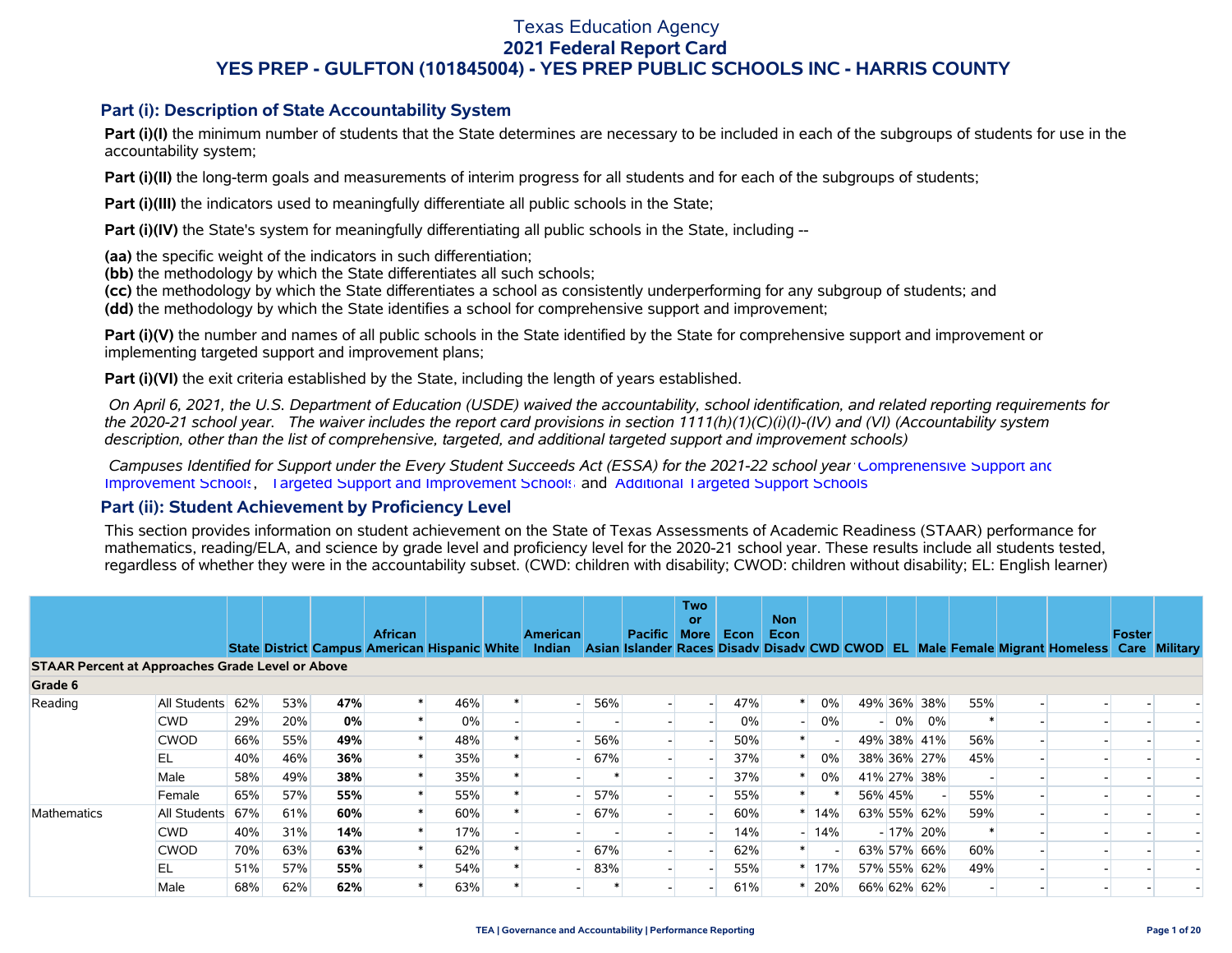# Texas Education Agency
## 2021 Federal Report Card
## YES PREP - GULFTON (101845004) - YES PREP PUBLIC SCHOOLS INC - HARRIS COUNTY

### Part (i): Description of State Accountability System

**Part (i)(I)** the minimum number of students that the State determines are necessary to be included in each of the subgroups of students for use in the accountability system;

**Part (i)(II)** the long-term goals and measurements of interim progress for all students and for each of the subgroups of students;

**Part (i)(III)** the indicators used to meaningfully differentiate all public schools in the State;

**Part (i)(IV)** the State's system for meaningfully differentiating all public schools in the State, including --

**(aa)** the specific weight of the indicators in such differentiation;
**(bb)** the methodology by which the State differentiates all such schools;
**(cc)** the methodology by which the State differentiates a school as consistently underperforming for any subgroup of students; and
**(dd)** the methodology by which the State identifies a school for comprehensive support and improvement;

**Part (i)(V)** the number and names of all public schools in the State identified by the State for comprehensive support and improvement or implementing targeted support and improvement plans;

**Part (i)(VI)** the exit criteria established by the State, including the length of years established.

*On April 6, 2021, the U.S. Department of Education (USDE) waived the accountability, school identification, and related reporting requirements for the 2020-21 school year. The waiver includes the report card provisions in section 1111(h)(1)(C)(i)(I)-(IV) and (VI) (Accountability system description, other than the list of comprehensive, targeted, and additional targeted support and improvement schools)*

*Campuses Identified for Support under the Every Student Succeeds Act (ESSA) for the 2021-22 school year:* Comprehensive Support and Improvement Schools, Targeted Support and Improvement Schools and Additional Targeted Support Schools

### Part (ii): Student Achievement by Proficiency Level

This section provides information on student achievement on the State of Texas Assessments of Academic Readiness (STAAR) performance for mathematics, reading/ELA, and science by grade level and proficiency level for the 2020-21 school year. These results include all students tested, regardless of whether they were in the accountability subset. (CWD: children with disability; CWOD: children without disability; EL: English learner)

| | | State | District | Campus | African American | Hispanic | White | American Indian | Asian | Pacific Islander | Two or More Races | Econ Disadv | Non Econ Disadv | CWD | CWOD | EL | Male | Female | Migrant | Homeless | Foster Care | Military |
|---|---|---|---|---|---|---|---|---|---|---|---|---|---|---|---|---|---|---|---|---|---|---|
| **STAAR Percent at Approaches Grade Level or Above** | | | | | | | | | | | | | | | | | | | | | | |
| **Grade 6** | | | | | | | | | | | | | | | | | | | | | | |
| Reading | All Students | 62% | 53% | **47%** | * | 46% | * | - | 56% | - | - | 47% | * | 0% | 49% | 36% | 38% | 55% | - | - | - | - |
| | CWD | 29% | 20% | **0%** | * | 0% | - | - | - | - | - | 0% | - | 0% | - | 0% | 0% | * | - | - | - | - |
| | CWOD | 66% | 55% | **49%** | * | 48% | * | - | 56% | - | - | 50% | * | - | 49% | 38% | 41% | 56% | - | - | - | - |
| | EL | 40% | 46% | **36%** | * | 35% | * | - | 67% | - | - | 37% | * | 0% | 38% | 36% | 27% | 45% | - | - | - | - |
| | Male | 58% | 49% | **38%** | * | 35% | * | - | * | - | - | 37% | * | 0% | 41% | 27% | 38% | - | - | - | - | - |
| | Female | 65% | 57% | **55%** | * | 55% | * | - | 57% | - | - | 55% | * | * | 56% | 45% | - | 55% | - | - | - | - |
| Mathematics | All Students | 67% | 61% | **60%** | * | 60% | * | - | 67% | - | - | 60% | * | 14% | 63% | 55% | 62% | 59% | - | - | - | - |
| | CWD | 40% | 31% | **14%** | * | 17% | - | - | - | - | - | 14% | - | 14% | - | 17% | 20% | * | - | - | - | - |
| | CWOD | 70% | 63% | **63%** | * | 62% | * | - | 67% | - | - | 62% | * | - | 63% | 57% | 66% | 60% | - | - | - | - |
| | EL | 51% | 57% | **55%** | * | 54% | * | - | 83% | - | - | 55% | * | 17% | 57% | 55% | 62% | 49% | - | - | - | - |
| | Male | 68% | 62% | **62%** | * | 63% | * | - | * | - | - | 61% | * | 20% | 66% | 62% | 62% | - | - | - | - | - |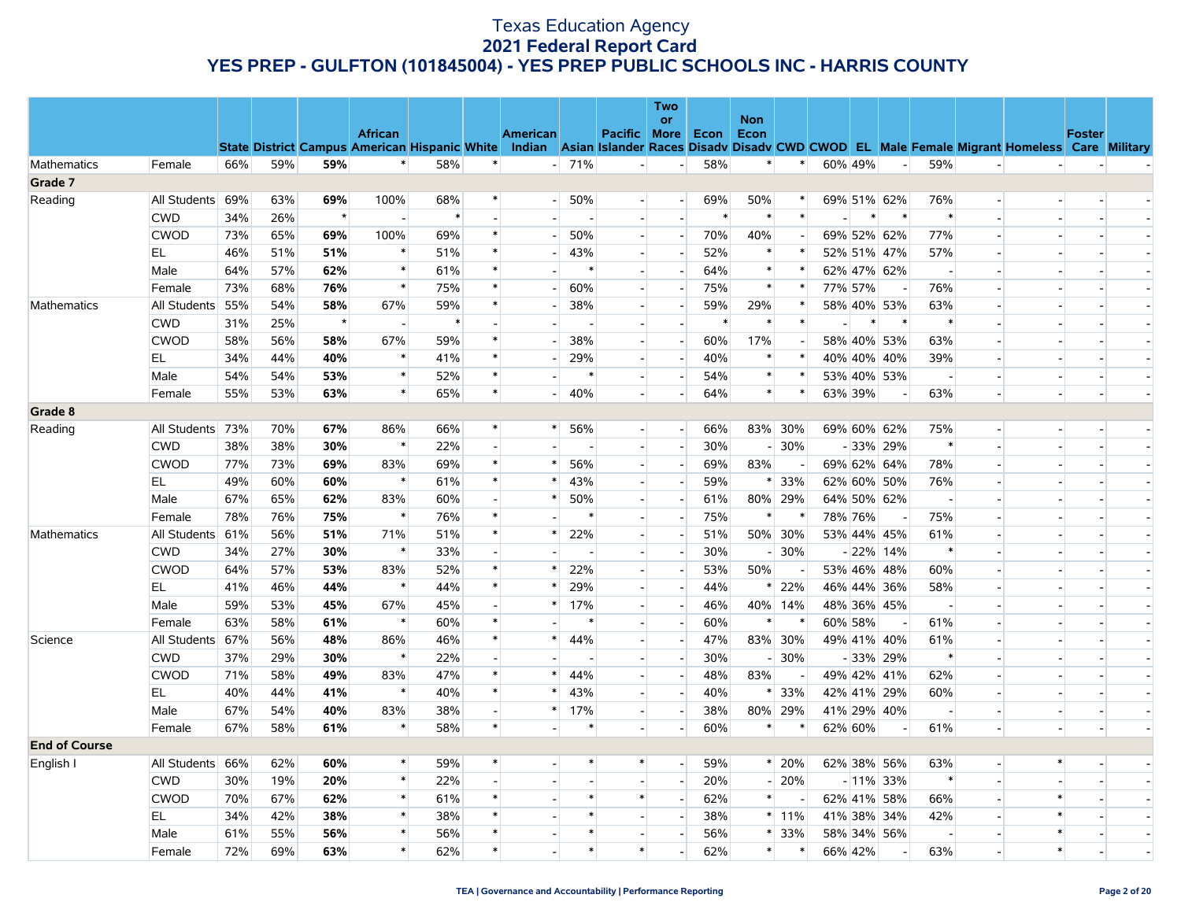# Texas Education Agency
## 2021 Federal Report Card
## YES PREP - GULFTON (101845004) - YES PREP PUBLIC SCHOOLS INC - HARRIS COUNTY

| | | State | District | Campus | African American | Hispanic | White | American Indian | Asian | Pacific Islander | Two or More Races | Econ Disadv | Non Econ Disadv | CWD | CWOD | EL | Male | Female | Migrant | Homeless | Foster Care | Military |
|---|---|---|---|---|---|---|---|---|---|---|---|---|---|---|---|---|---|---|---|---|---|---|
| Mathematics | Female | 66% | 59% | **59%** | * | 58% | * | - | 71% | - | - | 58% | * | * | 60% | 49% | - | 59% | - | - | - | - |
| **Grade 7** | | | | | | | | | | | | | | | | | | | | | | |
| Reading | All Students | 69% | 63% | **69%** | 100% | 68% | * | - | 50% | - | - | 69% | 50% | * | 69% | 51% | 62% | 76% | - | - | - | - |
| | CWD | 34% | 26% | * | - | * | - | - | - | - | - | * | * | * | - | * | * | * | - | - | - | - |
| | CWOD | 73% | 65% | **69%** | 100% | 69% | * | - | 50% | - | - | 70% | 40% | - | 69% | 52% | 62% | 77% | - | - | - | - |
| | EL | 46% | 51% | **51%** | * | 51% | * | - | 43% | - | - | 52% | * | * | 52% | 51% | 47% | 57% | - | - | - | - |
| | Male | 64% | 57% | **62%** | * | 61% | * | - | * | - | - | 64% | * | * | 62% | 47% | 62% | - | - | - | - | - |
| | Female | 73% | 68% | **76%** | * | 75% | * | - | 60% | - | - | 75% | * | * | 77% | 57% | - | 76% | - | - | - | - |
| Mathematics | All Students | 55% | 54% | **58%** | 67% | 59% | * | - | 38% | - | - | 59% | 29% | * | 58% | 40% | 53% | 63% | - | - | - | - |
| | CWD | 31% | 25% | * | - | * | - | - | - | - | - | * | * | * | - | * | * | * | - | - | - | - |
| | CWOD | 58% | 56% | **58%** | 67% | 59% | * | - | 38% | - | - | 60% | 17% | - | 58% | 40% | 53% | 63% | - | - | - | - |
| | EL | 34% | 44% | **40%** | * | 41% | * | - | 29% | - | - | 40% | * | * | 40% | 40% | 40% | 39% | - | - | - | - |
| | Male | 54% | 54% | **53%** | * | 52% | * | - | * | - | - | 54% | * | * | 53% | 40% | 53% | - | - | - | - | - |
| | Female | 55% | 53% | **63%** | * | 65% | * | - | 40% | - | - | 64% | * | * | 63% | 39% | - | 63% | - | - | - | - |
| **Grade 8** | | | | | | | | | | | | | | | | | | | | | | |
| Reading | All Students | 73% | 70% | **67%** | 86% | 66% | * | * | 56% | - | - | 66% | 83% | 30% | 69% | 60% | 62% | 75% | - | - | - | - |
| | CWD | 38% | 38% | **30%** | * | 22% | - | - | - | - | - | 30% | - | 30% | - | 33% | 29% | * | - | - | - | - |
| | CWOD | 77% | 73% | **69%** | 83% | 69% | * | * | 56% | - | - | 69% | 83% | - | 69% | 62% | 64% | 78% | - | - | - | - |
| | EL | 49% | 60% | **60%** | * | 61% | * | * | 43% | - | - | 59% | * | 33% | 62% | 60% | 50% | 76% | - | - | - | - |
| | Male | 67% | 65% | **62%** | 83% | 60% | - | * | 50% | - | - | 61% | 80% | 29% | 64% | 50% | 62% | - | - | - | - | - |
| | Female | 78% | 76% | **75%** | * | 76% | * | - | * | - | - | 75% | * | * | 78% | 76% | - | 75% | - | - | - | - |
| Mathematics | All Students | 61% | 56% | **51%** | 71% | 51% | * | * | 22% | - | - | 51% | 50% | 30% | 53% | 44% | 45% | 61% | - | - | - | - |
| | CWD | 34% | 27% | **30%** | * | 33% | - | - | - | - | - | 30% | - | 30% | - | 22% | 14% | * | - | - | - | - |
| | CWOD | 64% | 57% | **53%** | 83% | 52% | * | * | 22% | - | - | 53% | 50% | - | 53% | 46% | 48% | 60% | - | - | - | - |
| | EL | 41% | 46% | **44%** | * | 44% | * | * | 29% | - | - | 44% | * | 22% | 46% | 44% | 36% | 58% | - | - | - | - |
| | Male | 59% | 53% | **45%** | 67% | 45% | - | * | 17% | - | - | 46% | 40% | 14% | 48% | 36% | 45% | - | - | - | - | - |
| | Female | 63% | 58% | **61%** | * | 60% | * | - | * | - | - | 60% | * | * | 60% | 58% | - | 61% | - | - | - | - |
| Science | All Students | 67% | 56% | **48%** | 86% | 46% | * | * | 44% | - | - | 47% | 83% | 30% | 49% | 41% | 40% | 61% | - | - | - | - |
| | CWD | 37% | 29% | **30%** | * | 22% | - | - | - | - | - | 30% | - | 30% | - | 33% | 29% | * | - | - | - | - |
| | CWOD | 71% | 58% | **49%** | 83% | 47% | * | * | 44% | - | - | 48% | 83% | - | 49% | 42% | 41% | 62% | - | - | - | - |
| | EL | 40% | 44% | **41%** | * | 40% | * | * | 43% | - | - | 40% | * | 33% | 42% | 41% | 29% | 60% | - | - | - | - |
| | Male | 67% | 54% | **40%** | 83% | 38% | - | * | 17% | - | - | 38% | 80% | 29% | 41% | 29% | 40% | - | - | - | - | - |
| | Female | 67% | 58% | **61%** | * | 58% | * | - | * | - | - | 60% | * | * | 62% | 60% | - | 61% | - | - | - | - |
| **End of Course** | | | | | | | | | | | | | | | | | | | | | | |
| English I | All Students | 66% | 62% | **60%** | * | 59% | * | - | * | * | - | 59% | * | 20% | 62% | 38% | 56% | 63% | - | * | - | - |
| | CWD | 30% | 19% | **20%** | * | 22% | - | - | - | - | - | 20% | - | 20% | - | 11% | 33% | * | - | - | - | - |
| | CWOD | 70% | 67% | **62%** | * | 61% | * | - | * | * | - | 62% | * | - | 62% | 41% | 58% | 66% | - | * | - | - |
| | EL | 34% | 42% | **38%** | * | 38% | * | - | * | - | - | 38% | * | 11% | 41% | 38% | 34% | 42% | - | * | - | - |
| | Male | 61% | 55% | **56%** | * | 56% | * | - | * | - | - | 56% | * | 33% | 58% | 34% | 56% | - | - | * | - | - |
| | Female | 72% | 69% | **63%** | * | 62% | * | - | * | * | - | 62% | * | * | 66% | 42% | - | 63% | - | * | - | - |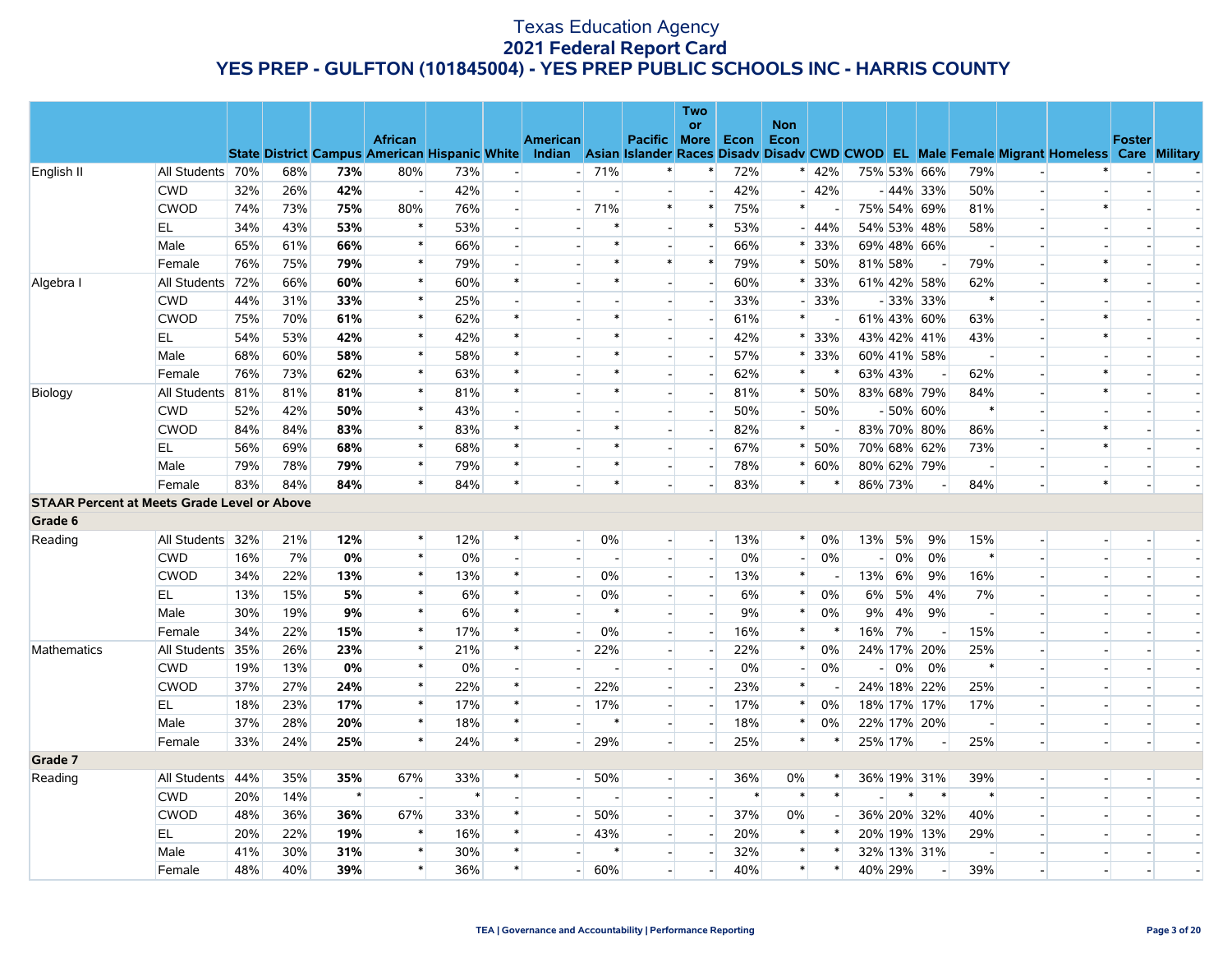# Texas Education Agency
## 2021 Federal Report Card
## YES PREP - GULFTON (101845004) - YES PREP PUBLIC SCHOOLS INC - HARRIS COUNTY

| | | State | District | Campus | African American | Hispanic | White | American Indian | Asian | Pacific Islander | Two or More Races | Econ Disadv | Non Econ Disadv | CWD | CWOD | EL | Male | Female | Migrant | Homeless | Foster Care | Military |
|---|---|---|---|---|---|---|---|---|---|---|---|---|---|---|---|---|---|---|---|---|---|---|
| English II | All Students | 70% | 68% | **73%** | 80% | 73% | - | - | 71% | * | * | 72% | * | 42% | 75% | 53% | 66% | 79% | - | * | - | - |
| | CWD | 32% | 26% | **42%** | - | 42% | - | - | - | - | - | 42% | - | 42% | - | 44% | 33% | 50% | - | - | - | - |
| | CWOD | 74% | 73% | **75%** | 80% | 76% | - | - | 71% | * | * | 75% | * | - | 75% | 54% | 69% | 81% | - | * | - | - |
| | EL | 34% | 43% | **53%** | * | 53% | - | - | * | - | * | 53% | - | 44% | 54% | 53% | 48% | 58% | - | - | - | - |
| | Male | 65% | 61% | **66%** | * | 66% | - | - | * | - | - | 66% | * | 33% | 69% | 48% | 66% | - | - | - | - | - |
| | Female | 76% | 75% | **79%** | * | 79% | - | - | * | * | * | 79% | * | 50% | 81% | 58% | - | 79% | - | * | - | - |
| Algebra I | All Students | 72% | 66% | **60%** | * | 60% | * | - | * | - | - | 60% | * | 33% | 61% | 42% | 58% | 62% | - | * | - | - |
| | CWD | 44% | 31% | **33%** | * | 25% | - | - | - | - | - | 33% | - | 33% | - | 33% | 33% | * | - | - | - | - |
| | CWOD | 75% | 70% | **61%** | * | 62% | * | - | * | - | - | 61% | * | - | 61% | 43% | 60% | 63% | - | * | - | - |
| | EL | 54% | 53% | **42%** | * | 42% | * | - | * | - | - | 42% | * | 33% | 43% | 42% | 41% | 43% | - | * | - | - |
| | Male | 68% | 60% | **58%** | * | 58% | * | - | * | - | - | 57% | * | 33% | 60% | 41% | 58% | - | - | - | - | - |
| | Female | 76% | 73% | **62%** | * | 63% | * | - | * | - | - | 62% | * | * | 63% | 43% | - | 62% | - | * | - | - |
| Biology | All Students | 81% | 81% | **81%** | * | 81% | * | - | * | - | - | 81% | * | 50% | 83% | 68% | 79% | 84% | - | * | - | - |
| | CWD | 52% | 42% | **50%** | * | 43% | - | - | - | - | - | 50% | - | 50% | - | 50% | 60% | * | - | - | - | - |
| | CWOD | 84% | 84% | **83%** | * | 83% | * | - | * | - | - | 82% | * | - | 83% | 70% | 80% | 86% | - | * | - | - |
| | EL | 56% | 69% | **68%** | * | 68% | * | - | * | - | - | 67% | * | 50% | 70% | 68% | 62% | 73% | - | * | - | - |
| | Male | 79% | 78% | **79%** | * | 79% | * | - | * | - | - | 78% | * | 60% | 80% | 62% | 79% | - | - | - | - | - |
| | Female | 83% | 84% | **84%** | * | 84% | * | - | * | - | - | 83% | * | * | 86% | 73% | - | 84% | - | * | - | - |
| **STAAR Percent at Meets Grade Level or Above** | | | | | | | | | | | | | | | | | | | | | | |
| **Grade 6** | | | | | | | | | | | | | | | | | | | | | | |
| Reading | All Students | 32% | 21% | **12%** | * | 12% | * | - | 0% | - | - | 13% | * | 0% | 13% | 5% | 9% | 15% | - | - | - | - |
| | CWD | 16% | 7% | **0%** | * | 0% | - | - | - | - | - | 0% | - | 0% | - | 0% | 0% | * | - | - | - | - |
| | CWOD | 34% | 22% | **13%** | * | 13% | * | - | 0% | - | - | 13% | * | - | 13% | 6% | 9% | 16% | - | - | - | - |
| | EL | 13% | 15% | **5%** | * | 6% | * | - | 0% | - | - | 6% | * | 0% | 6% | 5% | 4% | 7% | - | - | - | - |
| | Male | 30% | 19% | **9%** | * | 6% | * | - | * | - | - | 9% | * | 0% | 9% | 4% | 9% | - | - | - | - | - |
| | Female | 34% | 22% | **15%** | * | 17% | * | - | 0% | - | - | 16% | * | * | 16% | 7% | - | 15% | - | - | - | - |
| Mathematics | All Students | 35% | 26% | **23%** | * | 21% | * | - | 22% | - | - | 22% | * | 0% | 24% | 17% | 20% | 25% | - | - | - | - |
| | CWD | 19% | 13% | **0%** | * | 0% | - | - | - | - | - | 0% | - | 0% | - | 0% | 0% | * | - | - | - | - |
| | CWOD | 37% | 27% | **24%** | * | 22% | * | - | 22% | - | - | 23% | * | - | 24% | 18% | 22% | 25% | - | - | - | - |
| | EL | 18% | 23% | **17%** | * | 17% | * | - | 17% | - | - | 17% | * | 0% | 18% | 17% | 17% | 17% | - | - | - | - |
| | Male | 37% | 28% | **20%** | * | 18% | * | - | * | - | - | 18% | * | 0% | 22% | 17% | 20% | - | - | - | - | - |
| | Female | 33% | 24% | **25%** | * | 24% | * | - | 29% | - | - | 25% | * | * | 25% | 17% | - | 25% | - | - | - | - |
| **Grade 7** | | | | | | | | | | | | | | | | | | | | | | |
| Reading | All Students | 44% | 35% | **35%** | 67% | 33% | * | - | 50% | - | - | 36% | 0% | * | 36% | 19% | 31% | 39% | - | - | - | - |
| | CWD | 20% | 14% | * | - | * | - | - | - | - | - | * | * | * | - | * | * | * | - | - | - | - |
| | CWOD | 48% | 36% | **36%** | 67% | 33% | * | - | 50% | - | - | 37% | 0% | - | 36% | 20% | 32% | 40% | - | - | - | - |
| | EL | 20% | 22% | **19%** | * | 16% | * | - | 43% | - | - | 20% | * | * | 20% | 19% | 13% | 29% | - | - | - | - |
| | Male | 41% | 30% | **31%** | * | 30% | * | - | * | - | - | 32% | * | * | 32% | 13% | 31% | - | - | - | - | - |
| | Female | 48% | 40% | **39%** | * | 36% | * | - | 60% | - | - | 40% | * | * | 40% | 29% | - | 39% | - | - | - | - |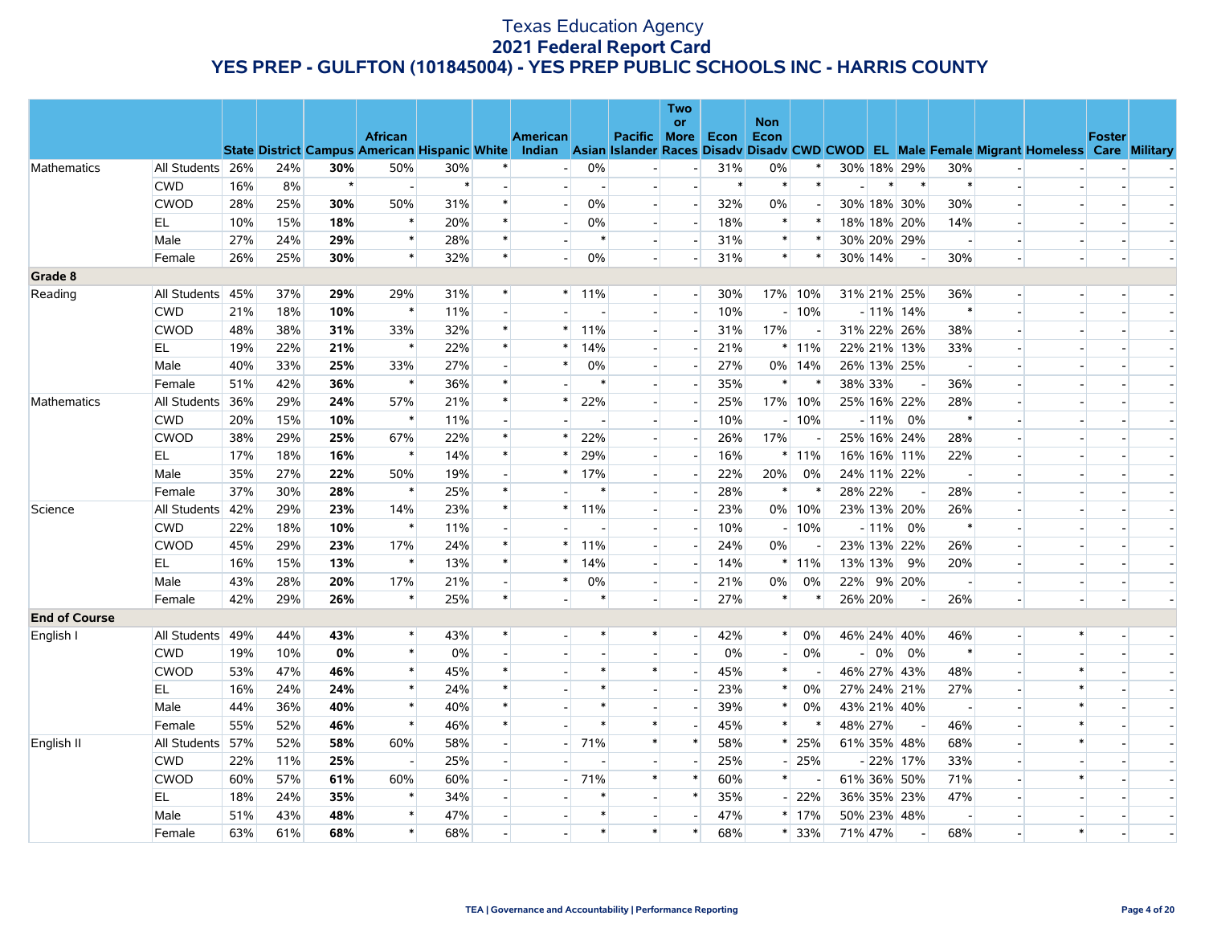# Texas Education Agency
## 2021 Federal Report Card
## YES PREP - GULFTON (101845004) - YES PREP PUBLIC SCHOOLS INC - HARRIS COUNTY

| | | State | District | Campus | African American | Hispanic | White | American Indian | Asian | Pacific Islander | Two or More Races | Econ Disadv | Non Econ Disadv | CWD | CWOD | EL | Male | Female | Migrant | Homeless | Foster Care | Military |
|---|---|---|---|---|---|---|---|---|---|---|---|---|---|---|---|---|---|---|---|---|---|---|
| Mathematics | All Students | 26% | 24% | **30%** | 50% | 30% | * | - | 0% | - | - | 31% | 0% | * | 30% | 18% | 29% | 30% | - | - | - | - |
| | CWD | 16% | 8% | * | - | * | - | - | - | - | - | * | * | * | - | * | * | * | - | - | - | - |
| | CWOD | 28% | 25% | **30%** | 50% | 31% | * | - | 0% | - | - | 32% | 0% | - | 30% | 18% | 30% | 30% | - | - | - | - |
| | EL | 10% | 15% | **18%** | * | 20% | * | - | 0% | - | - | 18% | * | * | 18% | 18% | 20% | 14% | - | - | - | - |
| | Male | 27% | 24% | **29%** | * | 28% | * | - | * | - | - | 31% | * | * | 30% | 20% | 29% | - | - | - | - | - |
| | Female | 26% | 25% | **30%** | * | 32% | * | - | 0% | - | - | 31% | * | * | 30% | 14% | - | 30% | - | - | - | - |
| **Grade 8** | | | | | | | | | | | | | | | | | | | | | | |
| Reading | All Students | 45% | 37% | **29%** | 29% | 31% | * | * | 11% | - | - | 30% | 17% | 10% | 31% | 21% | 25% | 36% | - | - | - | - |
| | CWD | 21% | 18% | **10%** | * | 11% | - | - | - | - | - | 10% | - | 10% | - | 11% | 14% | * | - | - | - | - |
| | CWOD | 48% | 38% | **31%** | 33% | 32% | * | * | 11% | - | - | 31% | 17% | - | 31% | 22% | 26% | 38% | - | - | - | - |
| | EL | 19% | 22% | **21%** | * | 22% | * | * | 14% | - | - | 21% | * | 11% | 22% | 21% | 13% | 33% | - | - | - | - |
| | Male | 40% | 33% | **25%** | 33% | 27% | - | * | 0% | - | - | 27% | 0% | 14% | 26% | 13% | 25% | - | - | - | - | - |
| | Female | 51% | 42% | **36%** | * | 36% | * | - | * | - | - | 35% | * | * | 38% | 33% | - | 36% | - | - | - | - |
| Mathematics | All Students | 36% | 29% | **24%** | 57% | 21% | * | * | 22% | - | - | 25% | 17% | 10% | 25% | 16% | 22% | 28% | - | - | - | - |
| | CWD | 20% | 15% | **10%** | * | 11% | - | - | - | - | - | 10% | - | 10% | - | 11% | 0% | * | - | - | - | - |
| | CWOD | 38% | 29% | **25%** | 67% | 22% | * | * | 22% | - | - | 26% | 17% | - | 25% | 16% | 24% | 28% | - | - | - | - |
| | EL | 17% | 18% | **16%** | * | 14% | * | * | 29% | - | - | 16% | * | 11% | 16% | 16% | 11% | 22% | - | - | - | - |
| | Male | 35% | 27% | **22%** | 50% | 19% | - | * | 17% | - | - | 22% | 20% | 0% | 24% | 11% | 22% | - | - | - | - | - |
| | Female | 37% | 30% | **28%** | * | 25% | * | - | * | - | - | 28% | * | * | 28% | 22% | - | 28% | - | - | - | - |
| Science | All Students | 42% | 29% | **23%** | 14% | 23% | * | * | 11% | - | - | 23% | 0% | 10% | 23% | 13% | 20% | 26% | - | - | - | - |
| | CWD | 22% | 18% | **10%** | * | 11% | - | - | - | - | - | 10% | - | 10% | - | 11% | 0% | * | - | - | - | - |
| | CWOD | 45% | 29% | **23%** | 17% | 24% | * | * | 11% | - | - | 24% | 0% | - | 23% | 13% | 22% | 26% | - | - | - | - |
| | EL | 16% | 15% | **13%** | * | 13% | * | * | 14% | - | - | 14% | * | 11% | 13% | 13% | 9% | 20% | - | - | - | - |
| | Male | 43% | 28% | **20%** | 17% | 21% | - | * | 0% | - | - | 21% | 0% | 0% | 22% | 9% | 20% | - | - | - | - | - |
| | Female | 42% | 29% | **26%** | * | 25% | * | - | * | - | - | 27% | * | * | 26% | 20% | - | 26% | - | - | - | - |
| **End of Course** | | | | | | | | | | | | | | | | | | | | | | |
| English I | All Students | 49% | 44% | **43%** | * | 43% | * | - | * | * | - | 42% | * | 0% | 46% | 24% | 40% | 46% | - | * | - | - |
| | CWD | 19% | 10% | **0%** | * | 0% | - | - | - | - | - | 0% | - | 0% | - | 0% | 0% | * | - | - | - | - |
| | CWOD | 53% | 47% | **46%** | * | 45% | * | - | * | * | - | 45% | * | - | 46% | 27% | 43% | 48% | - | * | - | - |
| | EL | 16% | 24% | **24%** | * | 24% | * | - | * | - | - | 23% | * | 0% | 27% | 24% | 21% | 27% | - | * | - | - |
| | Male | 44% | 36% | **40%** | * | 40% | * | - | * | - | - | 39% | * | 0% | 43% | 21% | 40% | - | - | * | - | - |
| | Female | 55% | 52% | **46%** | * | 46% | * | - | * | * | - | 45% | * | * | 48% | 27% | - | 46% | - | * | - | - |
| English II | All Students | 57% | 52% | **58%** | 60% | 58% | - | - | 71% | * | * | 58% | * | 25% | 61% | 35% | 48% | 68% | - | * | - | - |
| | CWD | 22% | 11% | **25%** | - | 25% | - | - | - | - | - | 25% | - | 25% | - | 22% | 17% | 33% | - | - | - | - |
| | CWOD | 60% | 57% | **61%** | 60% | 60% | - | - | 71% | * | * | 60% | * | - | 61% | 36% | 50% | 71% | - | * | - | - |
| | EL | 18% | 24% | **35%** | * | 34% | - | - | * | - | * | 35% | - | 22% | 36% | 35% | 23% | 47% | - | - | - | - |
| | Male | 51% | 43% | **48%** | * | 47% | - | - | * | - | - | 47% | * | 17% | 50% | 23% | 48% | - | - | - | - | - |
| | Female | 63% | 61% | **68%** | * | 68% | - | - | * | * | * | 68% | * | 33% | 71% | 47% | - | 68% | - | * | - | - |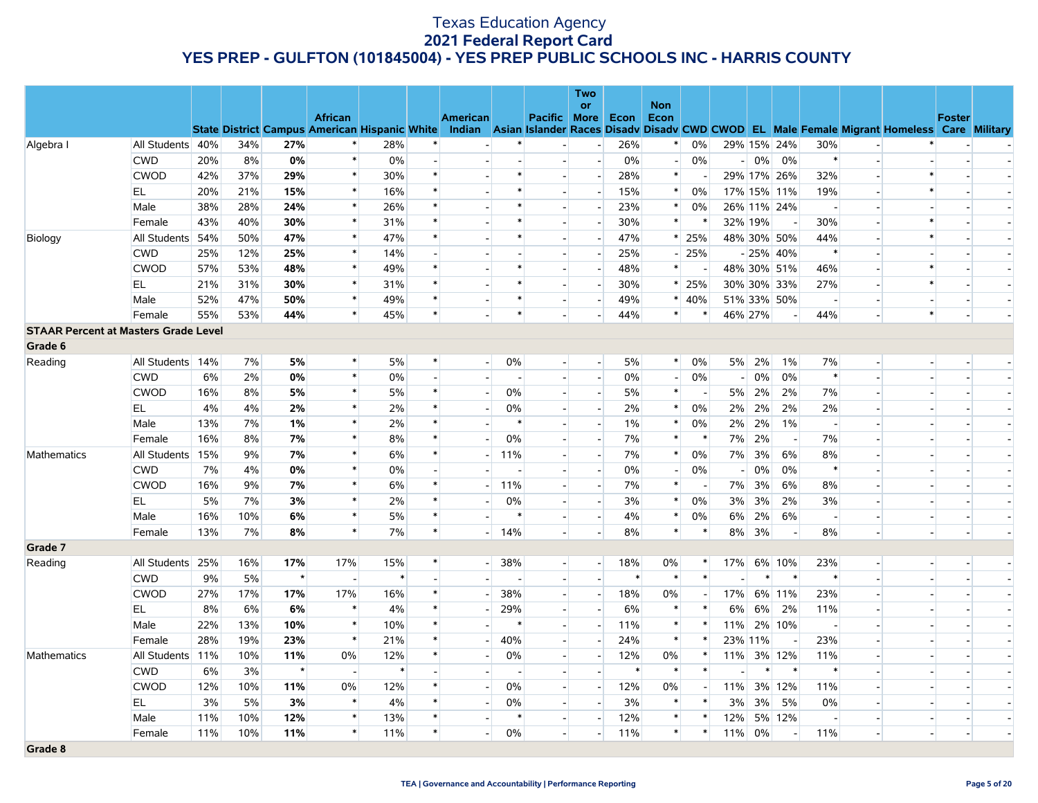# Texas Education Agency
## 2021 Federal Report Card
## YES PREP - GULFTON (101845004) - YES PREP PUBLIC SCHOOLS INC - HARRIS COUNTY

| | | State | District | Campus | African American | Hispanic | White | American Indian | Asian | Pacific Islander | Two or More Races | Econ Disadv | Non Econ Disadv | CWD | CWOD | EL | Male | Female | Migrant | Homeless | Foster Care | Military |
|---|---|---|---|---|---|---|---|---|---|---|---|---|---|---|---|---|---|---|---|---|---|---|
| Algebra I | All Students | 40% | 34% | **27%** | * | 28% | * | - | * | - | - | 26% | * | 0% | 29% | 15% | 24% | 30% | - | * | - | - |
| | CWD | 20% | 8% | **0%** | * | 0% | - | - | - | - | - | 0% | - | 0% | - | 0% | 0% | * | - | - | - | - |
| | CWOD | 42% | 37% | **29%** | * | 30% | * | - | * | - | - | 28% | * | - | 29% | 17% | 26% | 32% | - | * | - | - |
| | EL | 20% | 21% | **15%** | * | 16% | * | - | * | - | - | 15% | * | 0% | 17% | 15% | 11% | 19% | - | * | - | - |
| | Male | 38% | 28% | **24%** | * | 26% | * | - | * | - | - | 23% | * | 0% | 26% | 11% | 24% | - | - | - | - | - |
| | Female | 43% | 40% | **30%** | * | 31% | * | - | * | - | - | 30% | * | * | 32% | 19% | - | 30% | - | * | - | - |
| Biology | All Students | 54% | 50% | **47%** | * | 47% | * | - | * | - | - | 47% | * | 25% | 48% | 30% | 50% | 44% | - | * | - | - |
| | CWD | 25% | 12% | **25%** | * | 14% | - | - | - | - | - | 25% | - | 25% | - | 25% | 40% | * | - | - | - | - |
| | CWOD | 57% | 53% | **48%** | * | 49% | * | - | * | - | - | 48% | * | - | 48% | 30% | 51% | 46% | - | * | - | - |
| | EL | 21% | 31% | **30%** | * | 31% | * | - | * | - | - | 30% | * | 25% | 30% | 30% | 33% | 27% | - | * | - | - |
| | Male | 52% | 47% | **50%** | * | 49% | * | - | * | - | - | 49% | * | 40% | 51% | 33% | 50% | - | - | - | - | - |
| | Female | 55% | 53% | **44%** | * | 45% | * | - | * | - | - | 44% | * | * | 46% | 27% | - | 44% | - | * | - | - |
| **STAAR Percent at Masters Grade Level** | | | | | | | | | | | | | | | | | | | | | | |
| **Grade 6** | | | | | | | | | | | | | | | | | | | | | | |
| Reading | All Students | 14% | 7% | **5%** | * | 5% | * | - | 0% | - | - | 5% | * | 0% | 5% | 2% | 1% | 7% | - | - | - | - |
| | CWD | 6% | 2% | **0%** | * | 0% | - | - | - | - | - | 0% | - | 0% | - | 0% | 0% | * | - | - | - | - |
| | CWOD | 16% | 8% | **5%** | * | 5% | * | - | 0% | - | - | 5% | * | - | 5% | 2% | 2% | 7% | - | - | - | - |
| | EL | 4% | 4% | **2%** | * | 2% | * | - | 0% | - | - | 2% | * | 0% | 2% | 2% | 2% | 2% | - | - | - | - |
| | Male | 13% | 7% | **1%** | * | 2% | * | - | * | - | - | 1% | * | 0% | 2% | 2% | 1% | - | - | - | - | - |
| | Female | 16% | 8% | **7%** | * | 8% | * | - | 0% | - | - | 7% | * | * | 7% | 2% | - | 7% | - | - | - | - |
| Mathematics | All Students | 15% | 9% | **7%** | * | 6% | * | - | 11% | - | - | 7% | * | 0% | 7% | 3% | 6% | 8% | - | - | - | - |
| | CWD | 7% | 4% | **0%** | * | 0% | - | - | - | - | - | 0% | - | 0% | - | 0% | 0% | * | - | - | - | - |
| | CWOD | 16% | 9% | **7%** | * | 6% | * | - | 11% | - | - | 7% | * | - | 7% | 3% | 6% | 8% | - | - | - | - |
| | EL | 5% | 7% | **3%** | * | 2% | * | - | 0% | - | - | 3% | * | 0% | 3% | 3% | 2% | 3% | - | - | - | - |
| | Male | 16% | 10% | **6%** | * | 5% | * | - | * | - | - | 4% | * | 0% | 6% | 2% | 6% | - | - | - | - | - |
| | Female | 13% | 7% | **8%** | * | 7% | * | - | 14% | - | - | 8% | * | * | 8% | 3% | - | 8% | - | - | - | - |
| **Grade 7** | | | | | | | | | | | | | | | | | | | | | | |
| Reading | All Students | 25% | 16% | **17%** | 17% | 15% | * | - | 38% | - | - | 18% | 0% | * | 17% | 6% | 10% | 23% | - | - | - | - |
| | CWD | 9% | 5% | * | - | * | - | - | - | - | - | * | * | * | - | * | * | * | - | - | - | - |
| | CWOD | 27% | 17% | **17%** | 17% | 16% | * | - | 38% | - | - | 18% | 0% | - | 17% | 6% | 11% | 23% | - | - | - | - |
| | EL | 8% | 6% | **6%** | * | 4% | * | - | 29% | - | - | 6% | * | * | 6% | 6% | 2% | 11% | - | - | - | - |
| | Male | 22% | 13% | **10%** | * | 10% | * | - | * | - | - | 11% | * | * | 11% | 2% | 10% | - | - | - | - | - |
| | Female | 28% | 19% | **23%** | * | 21% | * | - | 40% | - | - | 24% | * | * | 23% | 11% | - | 23% | - | - | - | - |
| Mathematics | All Students | 11% | 10% | **11%** | 0% | 12% | * | - | 0% | - | - | 12% | 0% | * | 11% | 3% | 12% | 11% | - | - | - | - |
| | CWD | 6% | 3% | * | - | * | - | - | - | - | - | * | * | * | - | * | * | * | - | - | - | - |
| | CWOD | 12% | 10% | **11%** | 0% | 12% | * | - | 0% | - | - | 12% | 0% | - | 11% | 3% | 12% | 11% | - | - | - | - |
| | EL | 3% | 5% | **3%** | * | 4% | * | - | 0% | - | - | 3% | * | * | 3% | 3% | 5% | 0% | - | - | - | - |
| | Male | 11% | 10% | **12%** | * | 13% | * | - | * | - | - | 12% | * | * | 12% | 5% | 12% | - | - | - | - | - |
| | Female | 11% | 10% | **11%** | * | 11% | * | - | 0% | - | - | 11% | * | * | 11% | 0% | - | 11% | - | - | - | - |
| **Grade 8** | | | | | | | | | | | | | | | | | | | | | | |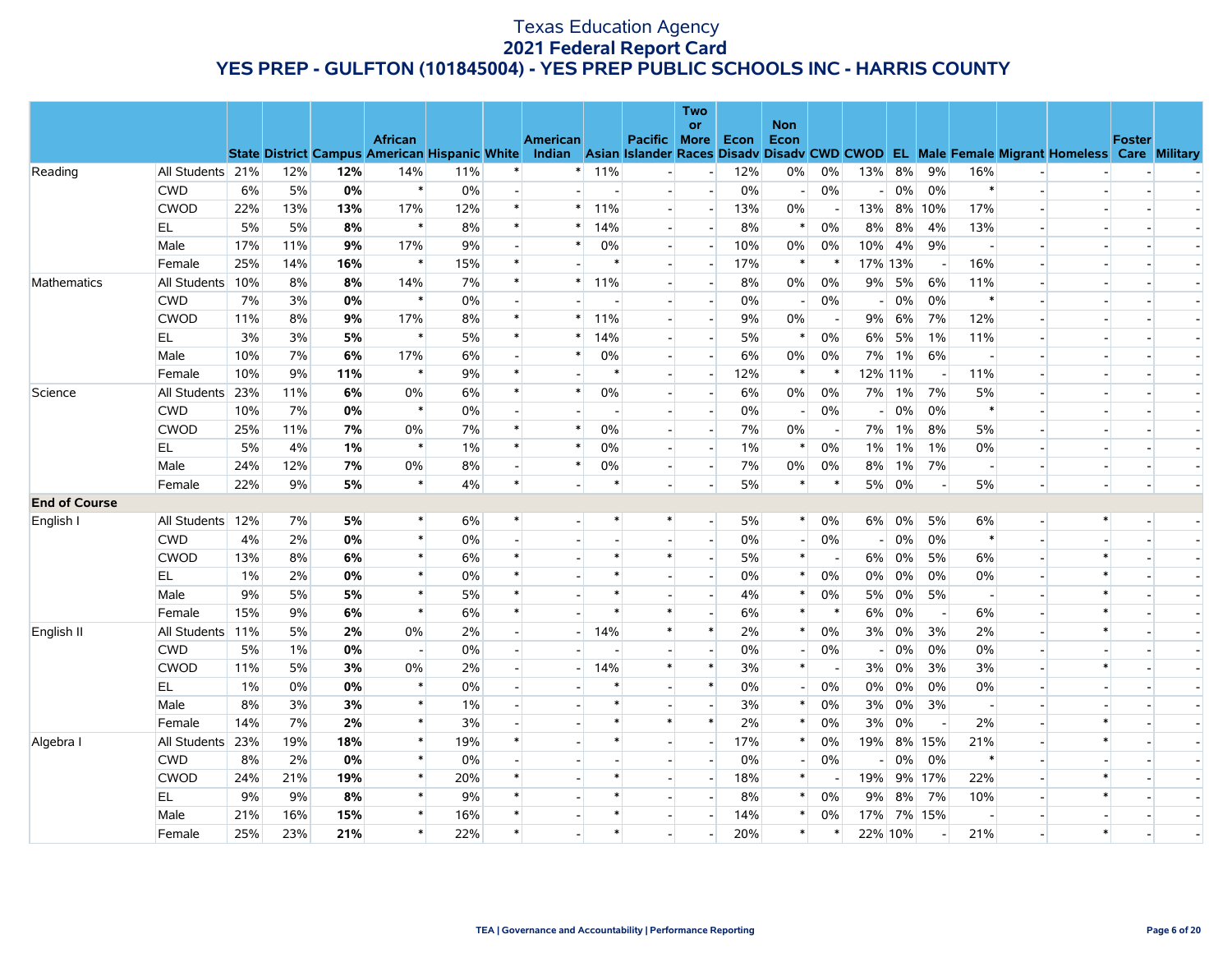# Texas Education Agency
## 2021 Federal Report Card
## YES PREP - GULFTON (101845004) - YES PREP PUBLIC SCHOOLS INC - HARRIS COUNTY

| | | State | District | Campus | African American | Hispanic | White | American Indian | Asian | Pacific Islander | Two or More Races | Econ Disadv | Non Econ Disadv | CWD | CWOD | EL | Male | Female | Migrant | Homeless | Foster Care | Military |
|---|---|---|---|---|---|---|---|---|---|---|---|---|---|---|---|---|---|---|---|---|---|---|
| Reading | All Students | 21% | 12% | **12%** | 14% | 11% | * | * | 11% | - | - | 12% | 0% | 0% | 13% | 8% | 9% | 16% | - | - | - | - |
| | CWD | 6% | 5% | **0%** | * | 0% | - | - | - | - | - | 0% | - | 0% | - | 0% | 0% | * | - | - | - | - |
| | CWOD | 22% | 13% | **13%** | 17% | 12% | * | * | 11% | - | - | 13% | 0% | - | 13% | 8% | 10% | 17% | - | - | - | - |
| | EL | 5% | 5% | **8%** | * | 8% | * | * | 14% | - | - | 8% | * | 0% | 8% | 8% | 4% | 13% | - | - | - | - |
| | Male | 17% | 11% | **9%** | 17% | 9% | - | * | 0% | - | - | 10% | 0% | 0% | 10% | 4% | 9% | - | - | - | - | - |
| | Female | 25% | 14% | **16%** | * | 15% | * | - | * | - | - | 17% | * | * | 17% | 13% | - | 16% | - | - | - | - |
| Mathematics | All Students | 10% | 8% | **8%** | 14% | 7% | * | * | 11% | - | - | 8% | 0% | 0% | 9% | 5% | 6% | 11% | - | - | - | - |
| | CWD | 7% | 3% | **0%** | * | 0% | - | - | - | - | - | 0% | - | 0% | - | 0% | 0% | * | - | - | - | - |
| | CWOD | 11% | 8% | **9%** | 17% | 8% | * | * | 11% | - | - | 9% | 0% | - | 9% | 6% | 7% | 12% | - | - | - | - |
| | EL | 3% | 3% | **5%** | * | 5% | * | * | 14% | - | - | 5% | * | 0% | 6% | 5% | 1% | 11% | - | - | - | - |
| | Male | 10% | 7% | **6%** | 17% | 6% | - | * | 0% | - | - | 6% | 0% | 0% | 7% | 1% | 6% | - | - | - | - | - |
| | Female | 10% | 9% | **11%** | * | 9% | * | - | * | - | - | 12% | * | * | 12% | 11% | - | 11% | - | - | - | - |
| Science | All Students | 23% | 11% | **6%** | 0% | 6% | * | * | 0% | - | - | 6% | 0% | 0% | 7% | 1% | 7% | 5% | - | - | - | - |
| | CWD | 10% | 7% | **0%** | * | 0% | - | - | - | - | - | 0% | - | 0% | - | 0% | 0% | * | - | - | - | - |
| | CWOD | 25% | 11% | **7%** | 0% | 7% | * | * | 0% | - | - | 7% | 0% | - | 7% | 1% | 8% | 5% | - | - | - | - |
| | EL | 5% | 4% | **1%** | * | 1% | * | * | 0% | - | - | 1% | * | 0% | 1% | 1% | 1% | 0% | - | - | - | - |
| | Male | 24% | 12% | **7%** | 0% | 8% | - | * | 0% | - | - | 7% | 0% | 0% | 8% | 1% | 7% | - | - | - | - | - |
| | Female | 22% | 9% | **5%** | * | 4% | * | - | * | - | - | 5% | * | * | 5% | 0% | - | 5% | - | - | - | - |
| **End of Course** | | | | | | | | | | | | | | | | | | | | | | |
| English I | All Students | 12% | 7% | **5%** | * | 6% | * | - | * | * | - | 5% | * | 0% | 6% | 0% | 5% | 6% | - | * | - | - |
| | CWD | 4% | 2% | **0%** | * | 0% | - | - | - | - | - | 0% | - | 0% | - | 0% | 0% | * | - | - | - | - |
| | CWOD | 13% | 8% | **6%** | * | 6% | * | - | * | * | - | 5% | * | - | 6% | 0% | 5% | 6% | - | * | - | - |
| | EL | 1% | 2% | **0%** | * | 0% | * | - | * | - | - | 0% | * | 0% | 0% | 0% | 0% | 0% | - | * | - | - |
| | Male | 9% | 5% | **5%** | * | 5% | * | - | * | - | - | 4% | * | 0% | 5% | 0% | 5% | - | - | * | - | - |
| | Female | 15% | 9% | **6%** | * | 6% | * | - | * | * | - | 6% | * | * | 6% | 0% | - | 6% | - | * | - | - |
| English II | All Students | 11% | 5% | **2%** | 0% | 2% | - | - | 14% | * | * | 2% | * | 0% | 3% | 0% | 3% | 2% | - | * | - | - |
| | CWD | 5% | 1% | **0%** | - | 0% | - | - | - | - | - | 0% | - | 0% | - | 0% | 0% | 0% | - | - | - | - |
| | CWOD | 11% | 5% | **3%** | 0% | 2% | - | - | 14% | * | * | 3% | * | - | 3% | 0% | 3% | 3% | - | * | - | - |
| | EL | 1% | 0% | **0%** | * | 0% | - | - | * | - | * | 0% | - | 0% | 0% | 0% | 0% | 0% | - | - | - | - |
| | Male | 8% | 3% | **3%** | * | 1% | - | - | * | - | - | 3% | * | 0% | 3% | 0% | 3% | - | - | - | - | - |
| | Female | 14% | 7% | **2%** | * | 3% | - | - | * | * | * | 2% | * | 0% | 3% | 0% | - | 2% | - | * | - | - |
| Algebra I | All Students | 23% | 19% | **18%** | * | 19% | * | - | * | - | - | 17% | * | 0% | 19% | 8% | 15% | 21% | - | * | - | - |
| | CWD | 8% | 2% | **0%** | * | 0% | - | - | - | - | - | 0% | - | 0% | - | 0% | 0% | * | - | - | - | - |
| | CWOD | 24% | 21% | **19%** | * | 20% | * | - | * | - | - | 18% | * | - | 19% | 9% | 17% | 22% | - | * | - | - |
| | EL | 9% | 9% | **8%** | * | 9% | * | - | * | - | - | 8% | * | 0% | 9% | 8% | 7% | 10% | - | * | - | - |
| | Male | 21% | 16% | **15%** | * | 16% | * | - | * | - | - | 14% | * | 0% | 17% | 7% | 15% | - | - | - | - | - |
| | Female | 25% | 23% | **21%** | * | 22% | * | - | * | - | - | 20% | * | * | 22% | 10% | - | 21% | - | * | - | - |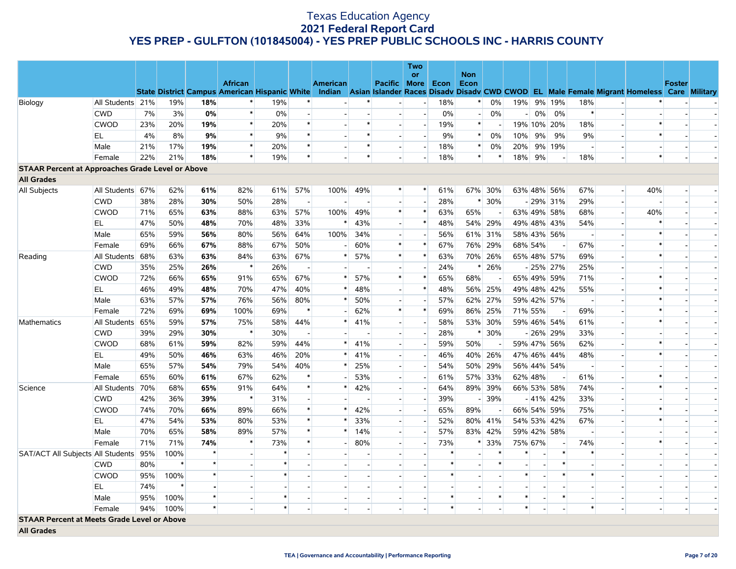# Texas Education Agency
## 2021 Federal Report Card
## YES PREP - GULFTON (101845004) - YES PREP PUBLIC SCHOOLS INC - HARRIS COUNTY

| | | State | District | Campus | African American | Hispanic | White | American Indian | Asian | Pacific Islander | Two or More Races | Econ Disadv | Non Econ Disadv | CWD | CWOD | EL | Male | Female | Migrant | Homeless | Foster Care | Military |
|---|---|---|---|---|---|---|---|---|---|---|---|---|---|---|---|---|---|---|---|---|---|---|
| Biology | All Students | 21% | 19% | **18%** | * | 19% | * | - | * | - | - | 18% | * | 0% | 19% | 9% | 19% | 18% | - | * | - | - |
| | CWD | 7% | 3% | **0%** | * | 0% | - | - | - | - | - | 0% | - | 0% | - | 0% | 0% | * | - | - | - | - |
| | CWOD | 23% | 20% | **19%** | * | 20% | * | - | * | - | - | 19% | * | - | 19% | 10% | 20% | 18% | - | * | - | - |
| | EL | 4% | 8% | **9%** | * | 9% | * | - | * | - | - | 9% | * | 0% | 10% | 9% | 9% | 9% | - | * | - | - |
| | Male | 21% | 17% | **19%** | * | 20% | * | - | * | - | - | 18% | * | 0% | 20% | 9% | 19% | - | - | - | - | - |
| | Female | 22% | 21% | **18%** | * | 19% | * | - | * | - | - | 18% | * | * | 18% | 9% | - | 18% | - | * | - | - |
| **STAAR Percent at Approaches Grade Level or Above** | | | | | | | | | | | | | | | | | | | | | | |
| **All Grades** | | | | | | | | | | | | | | | | | | | | | | |
| All Subjects | All Students | 67% | 62% | **61%** | 82% | 61% | 57% | 100% | 49% | * | * | 61% | 67% | 30% | 63% | 48% | 56% | 67% | - | 40% | - | - |
| | CWD | 38% | 28% | **30%** | 50% | 28% | - | - | - | - | - | 28% | * | 30% | - | 29% | 31% | 29% | - | - | - | - |
| | CWOD | 71% | 65% | **63%** | 88% | 63% | 57% | 100% | 49% | * | * | 63% | 65% | - | 63% | 49% | 58% | 68% | - | 40% | - | - |
| | EL | 47% | 50% | **48%** | 70% | 48% | 33% | * | 43% | - | * | 48% | 54% | 29% | 49% | 48% | 43% | 54% | - | * | - | - |
| | Male | 65% | 59% | **56%** | 80% | 56% | 64% | 100% | 34% | - | - | 56% | 61% | 31% | 58% | 43% | 56% | - | - | * | - | - |
| | Female | 69% | 66% | **67%** | 88% | 67% | 50% | - | 60% | * | * | 67% | 76% | 29% | 68% | 54% | - | 67% | - | * | - | - |
| Reading | All Students | 68% | 63% | **63%** | 84% | 63% | 67% | * | 57% | * | * | 63% | 70% | 26% | 65% | 48% | 57% | 69% | - | * | - | - |
| | CWD | 35% | 25% | **26%** | * | 26% | - | - | - | - | - | 24% | * | 26% | - | 25% | 27% | 25% | - | - | - | - |
| | CWOD | 72% | 66% | **65%** | 91% | 65% | 67% | * | 57% | * | * | 65% | 68% | - | 65% | 49% | 59% | 71% | - | * | - | - |
| | EL | 46% | 49% | **48%** | 70% | 47% | 40% | * | 48% | - | * | 48% | 56% | 25% | 49% | 48% | 42% | 55% | - | * | - | - |
| | Male | 63% | 57% | **57%** | 76% | 56% | 80% | * | 50% | - | - | 57% | 62% | 27% | 59% | 42% | 57% | - | - | * | - | - |
| | Female | 72% | 69% | **69%** | 100% | 69% | * | - | 62% | * | * | 69% | 86% | 25% | 71% | 55% | - | 69% | - | * | - | - |
| Mathematics | All Students | 65% | 59% | **57%** | 75% | 58% | 44% | * | 41% | - | - | 58% | 53% | 30% | 59% | 46% | 54% | 61% | - | * | - | - |
| | CWD | 39% | 29% | **30%** | * | 30% | - | - | - | - | - | 28% | * | 30% | - | 26% | 29% | 33% | - | - | - | - |
| | CWOD | 68% | 61% | **59%** | 82% | 59% | 44% | * | 41% | - | - | 59% | 50% | - | 59% | 47% | 56% | 62% | - | * | - | - |
| | EL | 49% | 50% | **46%** | 63% | 46% | 20% | * | 41% | - | - | 46% | 40% | 26% | 47% | 46% | 44% | 48% | - | * | - | - |
| | Male | 65% | 57% | **54%** | 79% | 54% | 40% | * | 25% | - | - | 54% | 50% | 29% | 56% | 44% | 54% | - | - | - | - | - |
| | Female | 65% | 60% | **61%** | 67% | 62% | * | - | 53% | - | - | 61% | 57% | 33% | 62% | 48% | - | 61% | - | * | - | - |
| Science | All Students | 70% | 68% | **65%** | 91% | 64% | * | * | 42% | - | - | 64% | 89% | 39% | 66% | 53% | 58% | 74% | - | * | - | - |
| | CWD | 42% | 36% | **39%** | * | 31% | - | - | - | - | - | 39% | - | 39% | - | 41% | 42% | 33% | - | - | - | - |
| | CWOD | 74% | 70% | **66%** | 89% | 66% | * | * | 42% | - | - | 65% | 89% | - | 66% | 54% | 59% | 75% | - | * | - | - |
| | EL | 47% | 54% | **53%** | 80% | 53% | * | * | 33% | - | - | 52% | 80% | 41% | 54% | 53% | 42% | 67% | - | * | - | - |
| | Male | 70% | 65% | **58%** | 89% | 57% | * | * | 14% | - | - | 57% | 83% | 42% | 59% | 42% | 58% | - | - | - | - | - |
| | Female | 71% | 71% | **74%** | * | 73% | * | - | 80% | - | - | 73% | * | 33% | 75% | 67% | - | 74% | - | * | - | - |
| SAT/ACT All Subjects | All Students | 95% | 100% | * | - | * | - | - | - | - | - | * | - | * | * | - | * | * | - | - | - | - |
| | CWD | 80% | * | * | - | * | - | - | - | - | - | * | - | * | - | - | * | - | - | - | - | - |
| | CWOD | 95% | 100% | * | - | * | - | - | - | - | - | * | - | - | * | - | * | * | - | - | - | - |
| | EL | 74% | * | **-** | - | - | - | - | - | - | - | - | - | - | - | - | - | - | - | - | - | - |
| | Male | 95% | 100% | * | - | * | - | - | - | - | - | * | - | * | * | - | * | - | - | - | - | - |
| | Female | 94% | 100% | * | - | * | - | - | - | - | - | * | - | - | * | - | - | * | - | - | - | - |
| **STAAR Percent at Meets Grade Level or Above** | | | | | | | | | | | | | | | | | | | | | | |
| **All Grades** | | | | | | | | | | | | | | | | | | | | | | |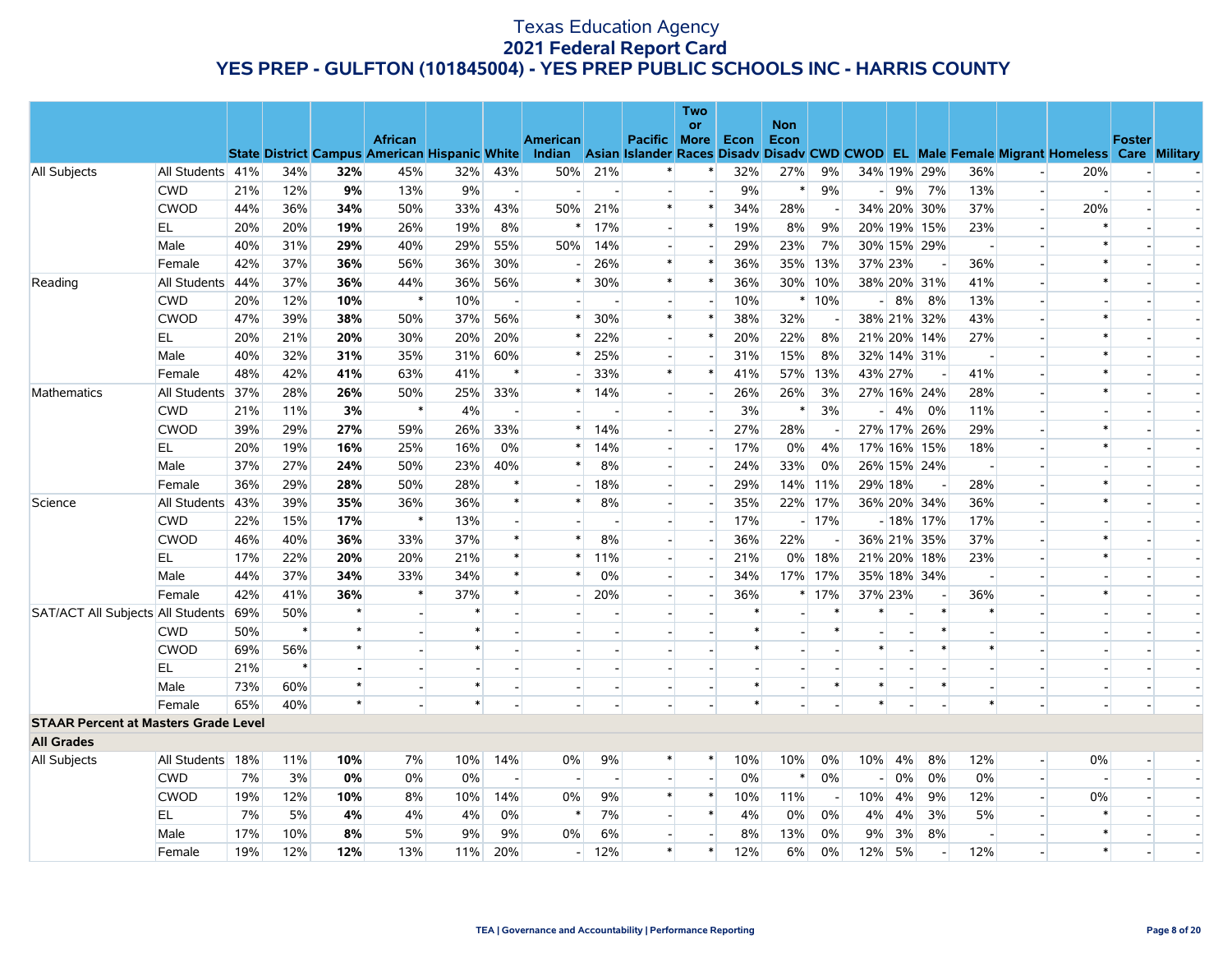# Texas Education Agency
## 2021 Federal Report Card
## YES PREP - GULFTON (101845004) - YES PREP PUBLIC SCHOOLS INC - HARRIS COUNTY

| | | State | District | Campus | African American | Hispanic | White | American Indian | Asian | Pacific Islander | Two or More Races | Econ Disadv | Non Econ Disadv | CWD | CWOD | EL | Male | Female | Migrant | Homeless | Foster Care | Military |
|---|---|---|---|---|---|---|---|---|---|---|---|---|---|---|---|---|---|---|---|---|---|---|
| All Subjects | All Students | 41% | 34% | **32%** | 45% | 32% | 43% | 50% | 21% | * | * | 32% | 27% | 9% | 34% | 19% | 29% | 36% | - | 20% | - | - |
| | CWD | 21% | 12% | **9%** | 13% | 9% | - | - | - | - | - | 9% | * | 9% | - | 9% | 7% | 13% | - | - | - | - |
| | CWOD | 44% | 36% | **34%** | 50% | 33% | 43% | 50% | 21% | * | * | 34% | 28% | - | 34% | 20% | 30% | 37% | - | 20% | - | - |
| | EL | 20% | 20% | **19%** | 26% | 19% | 8% | * | 17% | - | * | 19% | 8% | 9% | 20% | 19% | 15% | 23% | - | * | - | - |
| | Male | 40% | 31% | **29%** | 40% | 29% | 55% | 50% | 14% | - | - | 29% | 23% | 7% | 30% | 15% | 29% | - | - | * | - | - |
| | Female | 42% | 37% | **36%** | 56% | 36% | 30% | - | 26% | * | * | 36% | 35% | 13% | 37% | 23% | - | 36% | - | * | - | - |
| Reading | All Students | 44% | 37% | **36%** | 44% | 36% | 56% | * | 30% | * | * | 36% | 30% | 10% | 38% | 20% | 31% | 41% | - | * | - | - |
| | CWD | 20% | 12% | **10%** | * | 10% | - | - | - | - | - | 10% | * | 10% | - | 8% | 8% | 13% | - | - | - | - |
| | CWOD | 47% | 39% | **38%** | 50% | 37% | 56% | * | 30% | * | * | 38% | 32% | - | 38% | 21% | 32% | 43% | - | * | - | - |
| | EL | 20% | 21% | **20%** | 30% | 20% | 20% | * | 22% | - | * | 20% | 22% | 8% | 21% | 20% | 14% | 27% | - | * | - | - |
| | Male | 40% | 32% | **31%** | 35% | 31% | 60% | * | 25% | - | - | 31% | 15% | 8% | 32% | 14% | 31% | - | - | * | - | - |
| | Female | 48% | 42% | **41%** | 63% | 41% | * | - | 33% | * | * | 41% | 57% | 13% | 43% | 27% | - | 41% | - | * | - | - |
| Mathematics | All Students | 37% | 28% | **26%** | 50% | 25% | 33% | * | 14% | - | - | 26% | 26% | 3% | 27% | 16% | 24% | 28% | - | * | - | - |
| | CWD | 21% | 11% | **3%** | * | 4% | - | - | - | - | - | 3% | * | 3% | - | 4% | 0% | 11% | - | - | - | - |
| | CWOD | 39% | 29% | **27%** | 59% | 26% | 33% | * | 14% | - | - | 27% | 28% | - | 27% | 17% | 26% | 29% | - | * | - | - |
| | EL | 20% | 19% | **16%** | 25% | 16% | 0% | * | 14% | - | - | 17% | 0% | 4% | 17% | 16% | 15% | 18% | - | * | - | - |
| | Male | 37% | 27% | **24%** | 50% | 23% | 40% | * | 8% | - | - | 24% | 33% | 0% | 26% | 15% | 24% | - | - | - | - | - |
| | Female | 36% | 29% | **28%** | 50% | 28% | * | - | 18% | - | - | 29% | 14% | 11% | 29% | 18% | - | 28% | - | * | - | - |
| Science | All Students | 43% | 39% | **35%** | 36% | 36% | * | * | 8% | - | - | 35% | 22% | 17% | 36% | 20% | 34% | 36% | - | * | - | - |
| | CWD | 22% | 15% | **17%** | * | 13% | - | - | - | - | - | 17% | - | 17% | - | 18% | 17% | 17% | - | - | - | - |
| | CWOD | 46% | 40% | **36%** | 33% | 37% | * | * | 8% | - | - | 36% | 22% | - | 36% | 21% | 35% | 37% | - | * | - | - |
| | EL | 17% | 22% | **20%** | 20% | 21% | * | * | 11% | - | - | 21% | 0% | 18% | 21% | 20% | 18% | 23% | - | * | - | - |
| | Male | 44% | 37% | **34%** | 33% | 34% | * | * | 0% | - | - | 34% | 17% | 17% | 35% | 18% | 34% | - | - | - | - | - |
| | Female | 42% | 41% | **36%** | * | 37% | * | - | 20% | - | - | 36% | * | 17% | 37% | 23% | - | 36% | - | * | - | - |
| SAT/ACT All Subjects | All Students | 69% | 50% | * | - | * | - | - | - | - | - | * | - | * | * | - | * | * | - | - | - | - |
| | CWD | 50% | * | * | - | * | - | - | - | - | - | * | - | * | - | - | * | - | - | - | - | - |
| | CWOD | 69% | 56% | * | - | * | - | - | - | - | - | * | - | - | * | - | * | * | - | - | - | - |
| | EL | 21% | * | **-** | - | - | - | - | - | - | - | - | - | - | - | - | - | - | - | - | - | - |
| | Male | 73% | 60% | * | - | * | - | - | - | - | - | * | - | * | * | - | * | - | - | - | - | - |
| | Female | 65% | 40% | * | - | * | - | - | - | - | - | * | - | - | * | - | - | * | - | - | - | - |
| **STAAR Percent at Masters Grade Level** | | | | | | | | | | | | | | | | | | | | | | |
| **All Grades** | | | | | | | | | | | | | | | | | | | | | | |
| All Subjects | All Students | 18% | 11% | **10%** | 7% | 10% | 14% | 0% | 9% | * | * | 10% | 10% | 0% | 10% | 4% | 8% | 12% | - | 0% | - | - |
| | CWD | 7% | 3% | **0%** | 0% | 0% | - | - | - | - | - | 0% | * | 0% | - | 0% | 0% | 0% | - | - | - | - |
| | CWOD | 19% | 12% | **10%** | 8% | 10% | 14% | 0% | 9% | * | * | 10% | 11% | - | 10% | 4% | 9% | 12% | - | 0% | - | - |
| | EL | 7% | 5% | **4%** | 4% | 4% | 0% | * | 7% | - | * | 4% | 0% | 0% | 4% | 4% | 3% | 5% | - | * | - | - |
| | Male | 17% | 10% | **8%** | 5% | 9% | 9% | 0% | 6% | - | - | 8% | 13% | 0% | 9% | 3% | 8% | - | - | * | - | - |
| | Female | 19% | 12% | **12%** | 13% | 11% | 20% | - | 12% | * | * | 12% | 6% | 0% | 12% | 5% | - | 12% | - | * | - | - |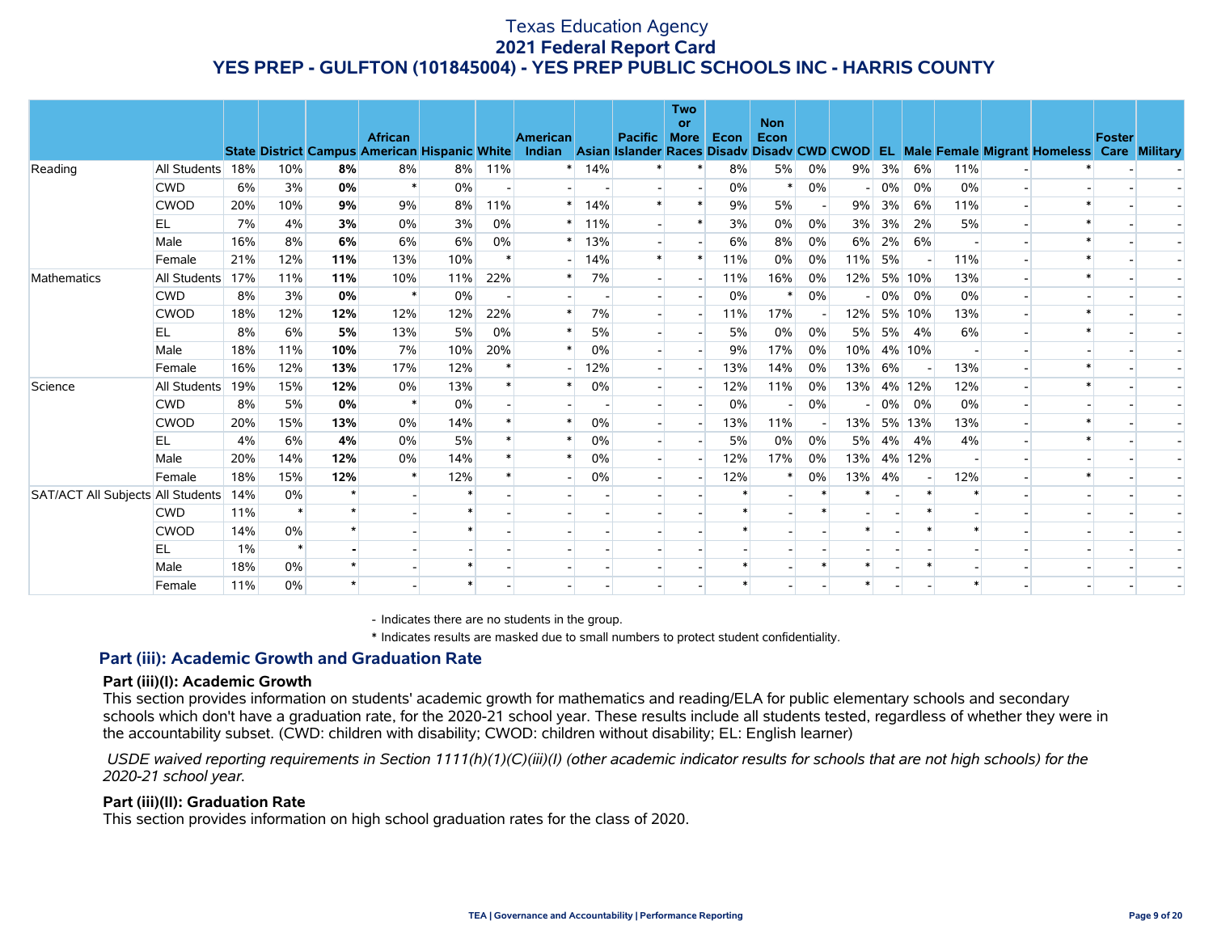# Texas Education Agency
## 2021 Federal Report Card
## YES PREP - GULFTON (101845004) - YES PREP PUBLIC SCHOOLS INC - HARRIS COUNTY

| | | State | District | Campus | African American | Hispanic | White | American Indian | Asian | Pacific Islander | Two or More Races | Econ Disadv | Non Econ Disadv | CWD | CWOD | EL | Male | Female | Migrant | Homeless | Foster Care | Military |
|---|---|---|---|---|---|---|---|---|---|---|---|---|---|---|---|---|---|---|---|---|---|---|
| Reading | All Students | 18% | 10% | **8%** | 8% | 8% | 11% | * | 14% | * | * | 8% | 5% | 0% | 9% | 3% | 6% | 11% | - | * | - | - |
| | CWD | 6% | 3% | **0%** | * | 0% | - | - | - | - | - | 0% | * | 0% | - | 0% | 0% | 0% | - | - | - | - |
| | CWOD | 20% | 10% | **9%** | 9% | 8% | 11% | * | 14% | * | * | 9% | 5% | - | 9% | 3% | 6% | 11% | - | * | - | - |
| | EL | 7% | 4% | **3%** | 0% | 3% | 0% | * | 11% | - | * | 3% | 0% | 0% | 3% | 3% | 2% | 5% | - | * | - | - |
| | Male | 16% | 8% | **6%** | 6% | 6% | 0% | * | 13% | - | - | 6% | 8% | 0% | 6% | 2% | 6% | - | - | * | - | - |
| | Female | 21% | 12% | **11%** | 13% | 10% | * | - | 14% | * | * | 11% | 0% | 0% | 11% | 5% | - | 11% | - | * | - | - |
| Mathematics | All Students | 17% | 11% | **11%** | 10% | 11% | 22% | * | 7% | - | - | 11% | 16% | 0% | 12% | 5% | 10% | 13% | - | * | - | - |
| | CWD | 8% | 3% | **0%** | * | 0% | - | - | - | - | - | 0% | * | 0% | - | 0% | 0% | 0% | - | - | - | - |
| | CWOD | 18% | 12% | **12%** | 12% | 12% | 22% | * | 7% | - | - | 11% | 17% | - | 12% | 5% | 10% | 13% | - | * | - | - |
| | EL | 8% | 6% | **5%** | 13% | 5% | 0% | * | 5% | - | - | 5% | 0% | 0% | 5% | 5% | 4% | 6% | - | * | - | - |
| | Male | 18% | 11% | **10%** | 7% | 10% | 20% | * | 0% | - | - | 9% | 17% | 0% | 10% | 4% | 10% | - | - | - | - | - |
| | Female | 16% | 12% | **13%** | 17% | 12% | * | - | 12% | - | - | 13% | 14% | 0% | 13% | 6% | - | 13% | - | * | - | - |
| Science | All Students | 19% | 15% | **12%** | 0% | 13% | * | * | 0% | - | - | 12% | 11% | 0% | 13% | 4% | 12% | 12% | - | * | - | - |
| | CWD | 8% | 5% | **0%** | * | 0% | - | - | - | - | - | 0% | - | 0% | - | 0% | 0% | 0% | - | - | - | - |
| | CWOD | 20% | 15% | **13%** | 0% | 14% | * | * | 0% | - | - | 13% | 11% | - | 13% | 5% | 13% | 13% | - | * | - | - |
| | EL | 4% | 6% | **4%** | 0% | 5% | * | * | 0% | - | - | 5% | 0% | 0% | 5% | 4% | 4% | 4% | - | * | - | - |
| | Male | 20% | 14% | **12%** | 0% | 14% | * | * | 0% | - | - | 12% | 17% | 0% | 13% | 4% | 12% | - | - | - | - | - |
| | Female | 18% | 15% | **12%** | * | 12% | * | - | 0% | - | - | 12% | * | 0% | 13% | 4% | - | 12% | - | * | - | - |
| SAT/ACT All Subjects | All Students | 14% | 0% | * | - | * | - | - | - | - | - | * | - | * | * | - | * | * | - | - | - | - |
| | CWD | 11% | * | * | - | * | - | - | - | - | - | * | - | * | - | - | * | - | - | - | - | - |
| | CWOD | 14% | 0% | * | - | * | - | - | - | - | - | * | - | - | * | - | * | * | - | - | - | - |
| | EL | 1% | * | **-** | - | - | - | - | - | - | - | - | - | - | - | - | - | - | - | - | - | - |
| | Male | 18% | 0% | * | - | * | - | - | - | - | - | * | - | * | * | - | * | - | - | - | - | - |
| | Female | 11% | 0% | * | - | * | - | - | - | - | - | * | - | - | * | - | - | * | - | - | - | - |

- Indicates there are no students in the group.

\* Indicates results are masked due to small numbers to protect student confidentiality.

## Part (iii): Academic Growth and Graduation Rate

### Part (iii)(I): Academic Growth

This section provides information on students' academic growth for mathematics and reading/ELA for public elementary schools and secondary schools which don't have a graduation rate, for the 2020-21 school year. These results include all students tested, regardless of whether they were in the accountability subset. (CWD: children with disability; CWOD: children without disability; EL: English learner)

*USDE waived reporting requirements in Section 1111(h)(1)(C)(iii)(I) (other academic indicator results for schools that are not high schools) for the 2020-21 school year.*

### Part (iii)(II): Graduation Rate

This section provides information on high school graduation rates for the class of 2020.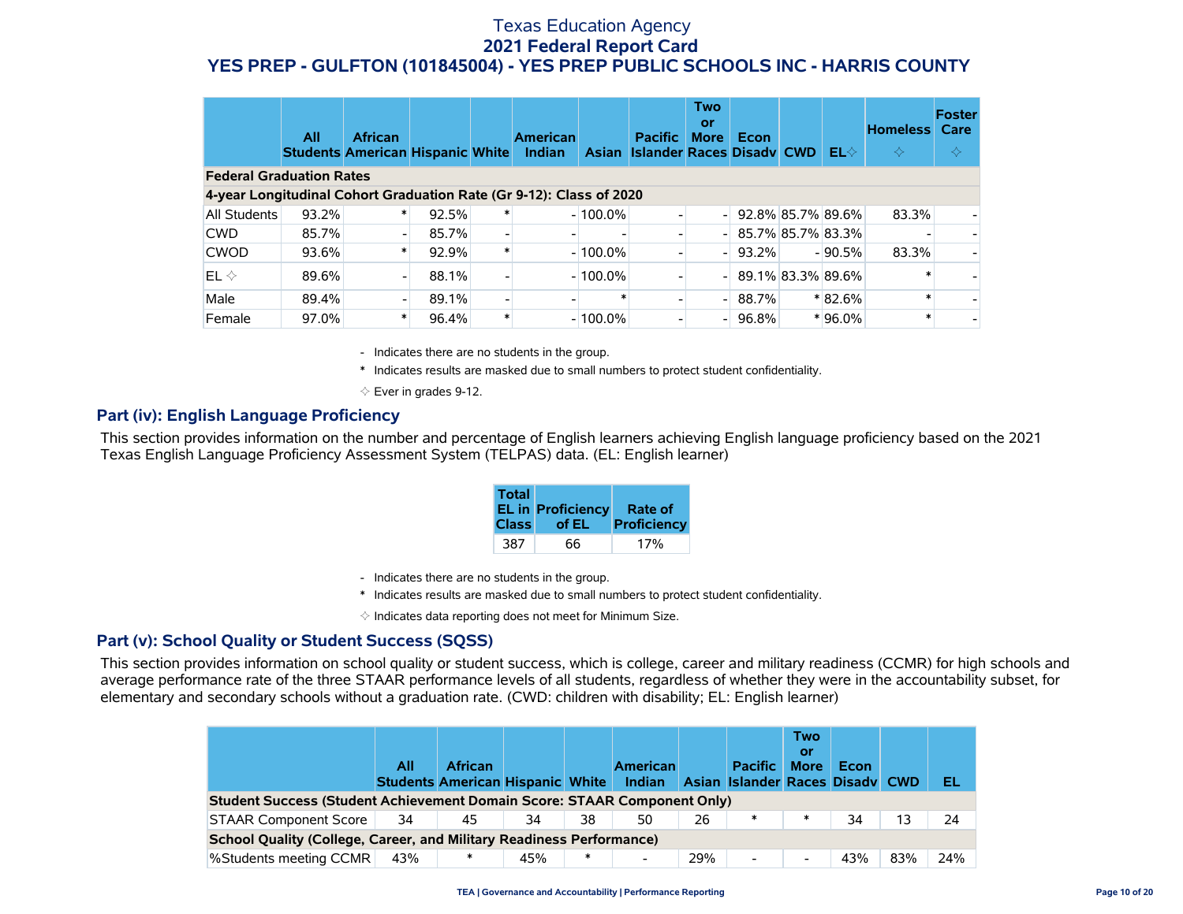# Texas Education Agency
## 2021 Federal Report Card
## YES PREP - GULFTON (101845004) - YES PREP PUBLIC SCHOOLS INC - HARRIS COUNTY

| | All Students | African American | Hispanic | White | American Indian | Asian | Pacific Islander | Two or More Races | Econ Disadv | CWD | EL ✧ | Homeless ✧ | Foster Care ✧ |
|---|---|---|---|---|---|---|---|---|---|---|---|---|---|
| **Federal Graduation Rates** | | | | | | | | | | | | | |
| **4-year Longitudinal Cohort Graduation Rate (Gr 9-12): Class of 2020** | | | | | | | | | | | | | |
| All Students | 93.2% | * | 92.5% | * | - | 100.0% | - | - | 92.8% | 85.7% | 89.6% | 83.3% | - |
| CWD | 85.7% | - | 85.7% | - | - | - | - | - | 85.7% | 85.7% | 83.3% | - | - |
| CWOD | 93.6% | * | 92.9% | * | - | 100.0% | - | - | 93.2% | - | 90.5% | 83.3% | - |
| EL ✧ | 89.6% | - | 88.1% | - | - | 100.0% | - | - | 89.1% | 83.3% | 89.6% | * | - |
| Male | 89.4% | - | 89.1% | - | - | * | - | - | 88.7% | * | 82.6% | * | - |
| Female | 97.0% | * | 96.4% | * | - | 100.0% | - | - | 96.8% | * | 96.0% | * | - |

- Indicates there are no students in the group.

\* Indicates results are masked due to small numbers to protect student confidentiality.

✧ Ever in grades 9-12.

### Part (iv): English Language Proficiency

This section provides information on the number and percentage of English learners achieving English language proficiency based on the 2021 Texas English Language Proficiency Assessment System (TELPAS) data. (EL: English learner)

| Total EL in Class | Proficiency of EL | Rate of Proficiency |
|---|---|---|
| 387 | 66 | 17% |

- Indicates there are no students in the group.

\* Indicates results are masked due to small numbers to protect student confidentiality.

✧ Indicates data reporting does not meet for Minimum Size.

### Part (v): School Quality or Student Success (SQSS)

This section provides information on school quality or student success, which is college, career and military readiness (CCMR) for high schools and average performance rate of the three STAAR performance levels of all students, regardless of whether they were in the accountability subset, for elementary and secondary schools without a graduation rate. (CWD: children with disability; EL: English learner)

| | All Students | African American | Hispanic | White | American Indian | Asian | Pacific Islander | Two or More Races | Econ Disadv | CWD | EL |
|---|---|---|---|---|---|---|---|---|---|---|---|
| **Student Success (Student Achievement Domain Score: STAAR Component Only)** | | | | | | | | | | | |
| STAAR Component Score | 34 | 45 | 34 | 38 | 50 | 26 | * | * | 34 | 13 | 24 |
| **School Quality (College, Career, and Military Readiness Performance)** | | | | | | | | | | | |
| %Students meeting CCMR | 43% | * | 45% | * | - | 29% | - | - | 43% | 83% | 24% |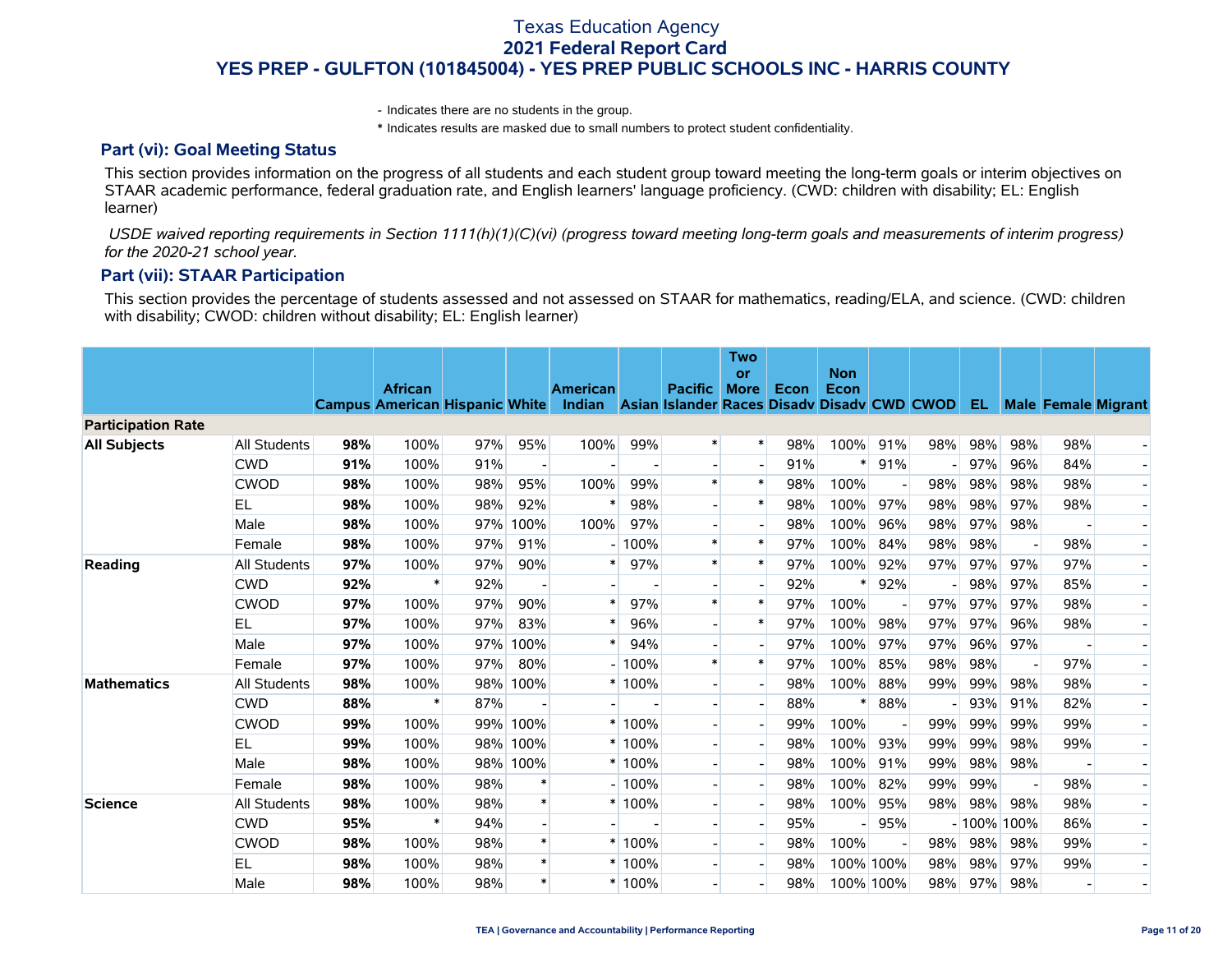# Texas Education Agency
## 2021 Federal Report Card
## YES PREP - GULFTON (101845004) - YES PREP PUBLIC SCHOOLS INC - HARRIS COUNTY

- Indicates there are no students in the group.

* Indicates results are masked due to small numbers to protect student confidentiality.

### Part (vi): Goal Meeting Status

This section provides information on the progress of all students and each student group toward meeting the long-term goals or interim objectives on STAAR academic performance, federal graduation rate, and English learners' language proficiency. (CWD: children with disability; EL: English learner)

*USDE waived reporting requirements in Section 1111(h)(1)(C)(vi) (progress toward meeting long-term goals and measurements of interim progress) for the 2020-21 school year.*

### Part (vii): STAAR Participation

This section provides the percentage of students assessed and not assessed on STAAR for mathematics, reading/ELA, and science. (CWD: children with disability; CWOD: children without disability; EL: English learner)

| | | Campus | African American | Hispanic | White | American Indian | Asian | Pacific Islander | Two or More Races | Econ Disadv | Non Econ Disadv | CWD | CWOD | EL | Male | Female | Migrant |
|---|---|---|---|---|---|---|---|---|---|---|---|---|---|---|---|---|---|
| **Participation Rate** | | | | | | | | | | | | | | | | | |
| **All Subjects** | All Students | **98%** | 100% | 97% | 95% | 100% | 99% | * | * | 98% | 100% | 91% | 98% | 98% | 98% | 98% | - |
| | CWD | **91%** | 100% | 91% | - | - | - | - | - | 91% | * | 91% | - | 97% | 96% | 84% | - |
| | CWOD | **98%** | 100% | 98% | 95% | 100% | 99% | * | * | 98% | 100% | - | 98% | 98% | 98% | 98% | - |
| | EL | **98%** | 100% | 98% | 92% | * | 98% | - | * | 98% | 100% | 97% | 98% | 98% | 97% | 98% | - |
| | Male | **98%** | 100% | 97% | 100% | 100% | 97% | - | - | 98% | 100% | 96% | 98% | 97% | 98% | - | - |
| | Female | **98%** | 100% | 97% | 91% | - | 100% | * | * | 97% | 100% | 84% | 98% | 98% | - | 98% | - |
| **Reading** | All Students | **97%** | 100% | 97% | 90% | * | 97% | * | * | 97% | 100% | 92% | 97% | 97% | 97% | 97% | - |
| | CWD | **92%** | * | 92% | - | - | - | - | - | 92% | * | 92% | - | 98% | 97% | 85% | - |
| | CWOD | **97%** | 100% | 97% | 90% | * | 97% | * | * | 97% | 100% | - | 97% | 97% | 97% | 98% | - |
| | EL | **97%** | 100% | 97% | 83% | * | 96% | - | * | 97% | 100% | 98% | 97% | 97% | 96% | 98% | - |
| | Male | **97%** | 100% | 97% | 100% | * | 94% | - | - | 97% | 100% | 97% | 97% | 96% | 97% | - | - |
| | Female | **97%** | 100% | 97% | 80% | - | 100% | * | * | 97% | 100% | 85% | 98% | 98% | - | 97% | - |
| **Mathematics** | All Students | **98%** | 100% | 98% | 100% | * | 100% | - | - | 98% | 100% | 88% | 99% | 99% | 98% | 98% | - |
| | CWD | **88%** | * | 87% | - | - | - | - | - | 88% | * | 88% | - | 93% | 91% | 82% | - |
| | CWOD | **99%** | 100% | 99% | 100% | * | 100% | - | - | 99% | 100% | - | 99% | 99% | 99% | 99% | - |
| | EL | **99%** | 100% | 98% | 100% | * | 100% | - | - | 98% | 100% | 93% | 99% | 99% | 98% | 99% | - |
| | Male | **98%** | 100% | 98% | 100% | * | 100% | - | - | 98% | 100% | 91% | 99% | 98% | 98% | - | - |
| | Female | **98%** | 100% | 98% | * | - | 100% | - | - | 98% | 100% | 82% | 99% | 99% | - | 98% | - |
| **Science** | All Students | **98%** | 100% | 98% | * | * | 100% | - | - | 98% | 100% | 95% | 98% | 98% | 98% | 98% | - |
| | CWD | **95%** | * | 94% | - | - | - | - | - | 95% | - | 95% | - | 100% | 100% | 86% | - |
| | CWOD | **98%** | 100% | 98% | * | * | 100% | - | - | 98% | 100% | - | 98% | 98% | 98% | 99% | - |
| | EL | **98%** | 100% | 98% | * | * | 100% | - | - | 98% | 100% | 100% | 98% | 98% | 97% | 99% | - |
| | Male | **98%** | 100% | 98% | * | * | 100% | - | - | 98% | 100% | 100% | 98% | 97% | 98% | - | - |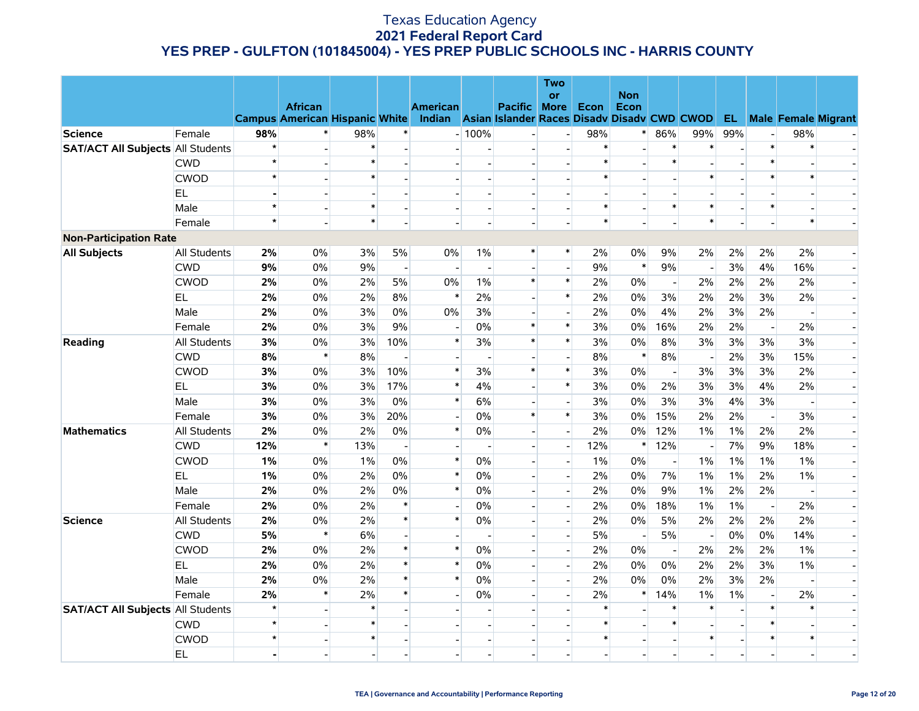# Texas Education Agency
## 2021 Federal Report Card
## YES PREP - GULFTON (101845004) - YES PREP PUBLIC SCHOOLS INC - HARRIS COUNTY

| | | Campus | African American | Hispanic | White | American Indian | Asian | Pacific Islander | Two or More Races | Econ Disadv | Non Econ Disadv | CWD | CWOD | EL | Male | Female | Migrant |
|---|---|---|---|---|---|---|---|---|---|---|---|---|---|---|---|---|---|
| **Science** | Female | **98%** | * | 98% | * | - | 100% | - | - | 98% | * | 86% | 99% | 99% | - | 98% | - |
| **SAT/ACT All Subjects** | All Students | * | - | * | - | - | - | - | - | * | - | * | * | - | * | * | - |
| | CWD | * | - | * | - | - | - | - | - | * | - | * | - | - | * | - | - |
| | CWOD | * | - | * | - | - | - | - | - | * | - | - | * | - | * | * | - |
| | EL | - | - | - | - | - | - | - | - | - | - | - | - | - | - | - | - |
| | Male | * | - | * | - | - | - | - | - | * | - | * | * | - | * | - | - |
| | Female | * | - | * | - | - | - | - | - | * | - | - | * | - | - | * | - |
| **Non-Participation Rate** | | | | | | | | | | | | | | | | | |
| **All Subjects** | All Students | **2%** | 0% | 3% | 5% | 0% | 1% | * | * | 2% | 0% | 9% | 2% | 2% | 2% | 2% | - |
| | CWD | **9%** | 0% | 9% | - | - | - | - | - | 9% | * | 9% | - | 3% | 4% | 16% | - |
| | CWOD | **2%** | 0% | 2% | 5% | 0% | 1% | * | * | 2% | 0% | - | 2% | 2% | 2% | 2% | - |
| | EL | **2%** | 0% | 2% | 8% | * | 2% | - | * | 2% | 0% | 3% | 2% | 2% | 3% | 2% | - |
| | Male | **2%** | 0% | 3% | 0% | 0% | 3% | - | - | 2% | 0% | 4% | 2% | 3% | 2% | - | - |
| | Female | **2%** | 0% | 3% | 9% | - | 0% | * | * | 3% | 0% | 16% | 2% | 2% | - | 2% | - |
| **Reading** | All Students | **3%** | 0% | 3% | 10% | * | 3% | * | * | 3% | 0% | 8% | 3% | 3% | 3% | 3% | - |
| | CWD | **8%** | * | 8% | - | - | - | - | - | 8% | * | 8% | - | 2% | 3% | 15% | - |
| | CWOD | **3%** | 0% | 3% | 10% | * | 3% | * | * | 3% | 0% | - | 3% | 3% | 3% | 2% | - |
| | EL | **3%** | 0% | 3% | 17% | * | 4% | - | * | 3% | 0% | 2% | 3% | 3% | 4% | 2% | - |
| | Male | **3%** | 0% | 3% | 0% | * | 6% | - | - | 3% | 0% | 3% | 3% | 4% | 3% | - | - |
| | Female | **3%** | 0% | 3% | 20% | - | 0% | * | * | 3% | 0% | 15% | 2% | 2% | - | 3% | - |
| **Mathematics** | All Students | **2%** | 0% | 2% | 0% | * | 0% | - | - | 2% | 0% | 12% | 1% | 1% | 2% | 2% | - |
| | CWD | **12%** | * | 13% | - | - | - | - | - | 12% | * | 12% | - | 7% | 9% | 18% | - |
| | CWOD | **1%** | 0% | 1% | 0% | * | 0% | - | - | 1% | 0% | - | 1% | 1% | 1% | 1% | - |
| | EL | **1%** | 0% | 2% | 0% | * | 0% | - | - | 2% | 0% | 7% | 1% | 1% | 2% | 1% | - |
| | Male | **2%** | 0% | 2% | 0% | * | 0% | - | - | 2% | 0% | 9% | 1% | 2% | 2% | - | - |
| | Female | **2%** | 0% | 2% | * | - | 0% | - | - | 2% | 0% | 18% | 1% | 1% | - | 2% | - |
| **Science** | All Students | **2%** | 0% | 2% | * | * | 0% | - | - | 2% | 0% | 5% | 2% | 2% | 2% | 2% | - |
| | CWD | **5%** | * | 6% | - | - | - | - | - | 5% | - | 5% | - | 0% | 0% | 14% | - |
| | CWOD | **2%** | 0% | 2% | * | * | 0% | - | - | 2% | 0% | - | 2% | 2% | 2% | 1% | - |
| | EL | **2%** | 0% | 2% | * | * | 0% | - | - | 2% | 0% | 0% | 2% | 2% | 3% | 1% | - |
| | Male | **2%** | 0% | 2% | * | * | 0% | - | - | 2% | 0% | 0% | 2% | 3% | 2% | - | - |
| | Female | **2%** | * | 2% | * | - | 0% | - | - | 2% | * | 14% | 1% | 1% | - | 2% | - |
| **SAT/ACT All Subjects** | All Students | * | - | * | - | - | - | - | - | * | - | * | * | - | * | * | - |
| | CWD | * | - | * | - | - | - | - | - | * | - | * | - | - | * | - | - |
| | CWOD | * | - | * | - | - | - | - | - | * | - | - | * | - | * | * | - |
| | EL | - | - | - | - | - | - | - | - | - | - | - | - | - | - | - | - |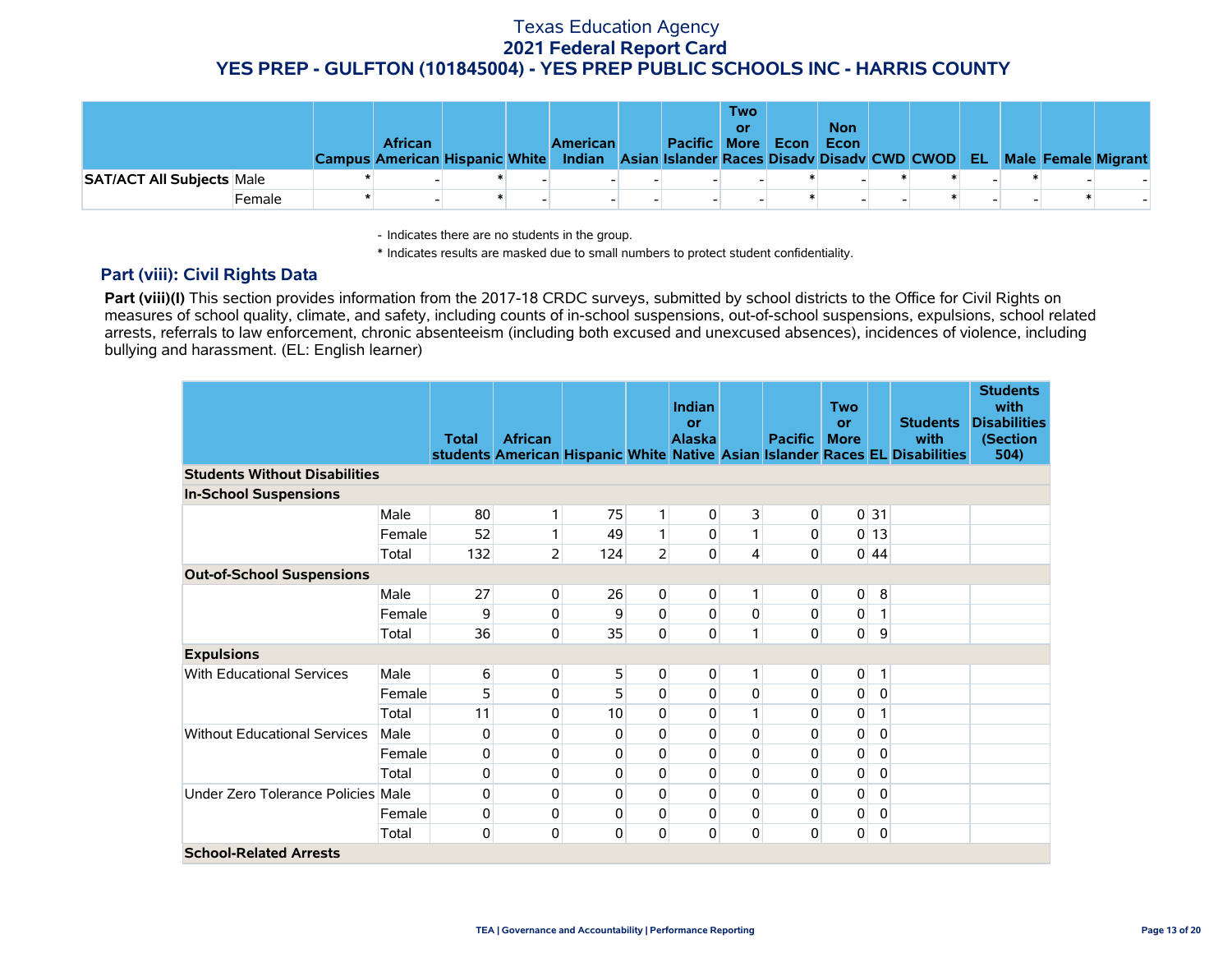# Texas Education Agency
## 2021 Federal Report Card
## YES PREP - GULFTON (101845004) - YES PREP PUBLIC SCHOOLS INC - HARRIS COUNTY

| | | Campus | African American | Hispanic | White | American Indian | Asian | Pacific Islander | Two or More Races | Econ Disadv | Non Econ Disadv | CWD | CWOD | EL | Male | Female | Migrant |
|---|---|---|---|---|---|---|---|---|---|---|---|---|---|---|---|---|---|
| **SAT/ACT All Subjects** | Male | * | - | * | - | - | - | - | - | * | - | * | * | - | * | - | - |
| | Female | * | - | * | - | - | - | - | - | * | - | - | * | - | - | * | - |

- Indicates there are no students in the group.

\* Indicates results are masked due to small numbers to protect student confidentiality.

### Part (viii): Civil Rights Data

**Part (viii)(I)** This section provides information from the 2017-18 CRDC surveys, submitted by school districts to the Office for Civil Rights on measures of school quality, climate, and safety, including counts of in-school suspensions, out-of-school suspensions, expulsions, school related arrests, referrals to law enforcement, chronic absenteeism (including both excused and unexcused absences), incidences of violence, including bullying and harassment. (EL: English learner)

| | | Total students | African American | Hispanic | White | Indian or Alaska Native | Asian | Pacific Islander | Two or More Races | EL | Students with Disabilities | Students with Disabilities (Section 504) |
|---|---|---|---|---|---|---|---|---|---|---|---|---|
| **Students Without Disabilities** | | | | | | | | | | | | |
| **In-School Suspensions** | | | | | | | | | | | | |
| | Male | 80 | 1 | 75 | 1 | 0 | 3 | 0 | 0 | 31 | | |
| | Female | 52 | 1 | 49 | 1 | 0 | 1 | 0 | 0 | 13 | | |
| | Total | 132 | 2 | 124 | 2 | 0 | 4 | 0 | 0 | 44 | | |
| **Out-of-School Suspensions** | | | | | | | | | | | | |
| | Male | 27 | 0 | 26 | 0 | 0 | 1 | 0 | 0 | 8 | | |
| | Female | 9 | 0 | 9 | 0 | 0 | 0 | 0 | 0 | 1 | | |
| | Total | 36 | 0 | 35 | 0 | 0 | 1 | 0 | 0 | 9 | | |
| **Expulsions** | | | | | | | | | | | | |
| With Educational Services | Male | 6 | 0 | 5 | 0 | 0 | 1 | 0 | 0 | 1 | | |
| | Female | 5 | 0 | 5 | 0 | 0 | 0 | 0 | 0 | 0 | | |
| | Total | 11 | 0 | 10 | 0 | 0 | 1 | 0 | 0 | 1 | | |
| Without Educational Services | Male | 0 | 0 | 0 | 0 | 0 | 0 | 0 | 0 | 0 | | |
| | Female | 0 | 0 | 0 | 0 | 0 | 0 | 0 | 0 | 0 | | |
| | Total | 0 | 0 | 0 | 0 | 0 | 0 | 0 | 0 | 0 | | |
| Under Zero Tolerance Policies | Male | 0 | 0 | 0 | 0 | 0 | 0 | 0 | 0 | 0 | | |
| | Female | 0 | 0 | 0 | 0 | 0 | 0 | 0 | 0 | 0 | | |
| | Total | 0 | 0 | 0 | 0 | 0 | 0 | 0 | 0 | 0 | | |
| **School-Related Arrests** | | | | | | | | | | | | |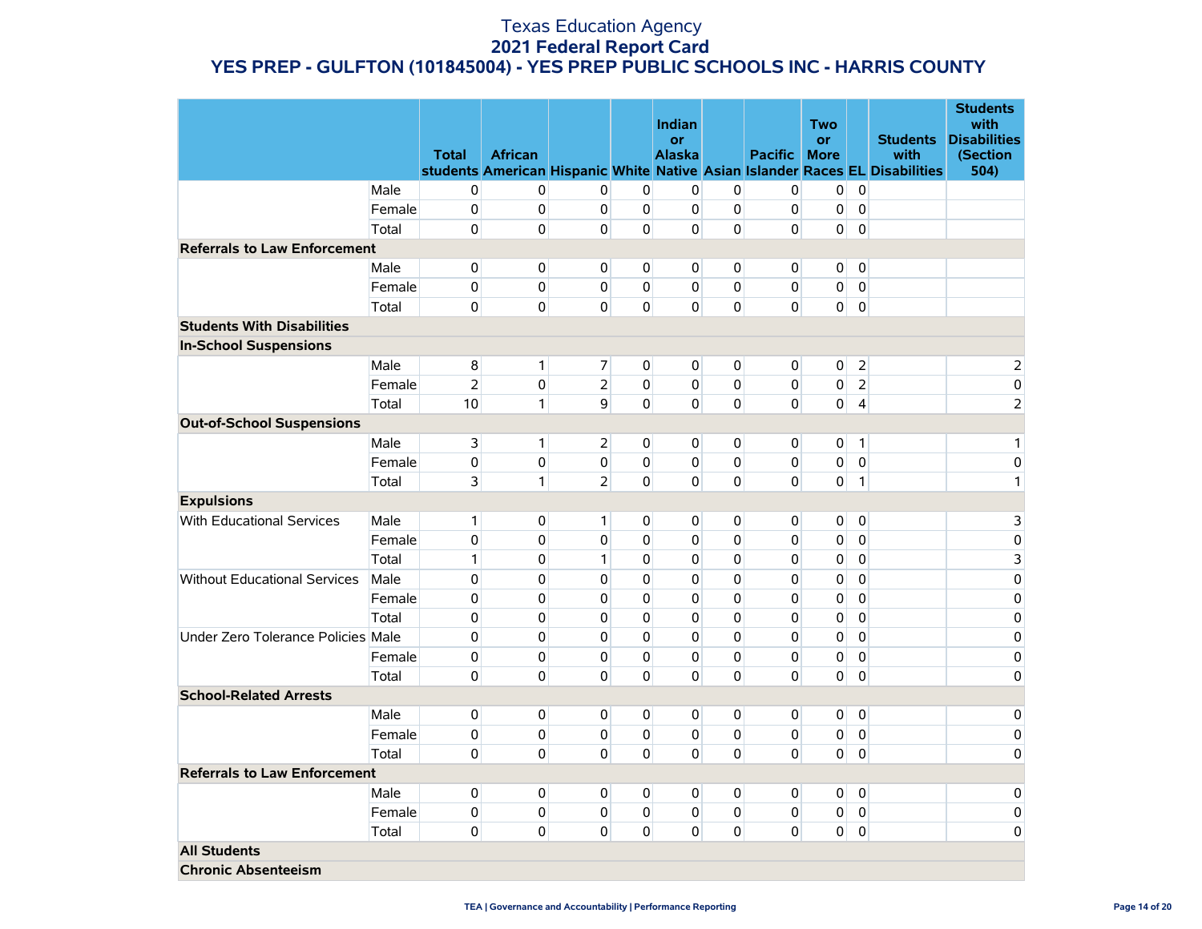# Texas Education Agency
## 2021 Federal Report Card
## YES PREP - GULFTON (101845004) - YES PREP PUBLIC SCHOOLS INC - HARRIS COUNTY

| | | Total students | African American | Hispanic | White | Indian or Alaska Native | Asian | Pacific Islander | Two or More Races | EL | Students with Disabilities | Students with Disabilities (Section 504) |
|---|---|---|---|---|---|---|---|---|---|---|---|---|
| | Male | 0 | 0 | 0 | 0 | 0 | 0 | 0 | 0 | 0 | | |
| | Female | 0 | 0 | 0 | 0 | 0 | 0 | 0 | 0 | 0 | | |
| | Total | 0 | 0 | 0 | 0 | 0 | 0 | 0 | 0 | 0 | | |
| **Referrals to Law Enforcement** | | | | | | | | | | | | |
| | Male | 0 | 0 | 0 | 0 | 0 | 0 | 0 | 0 | 0 | | |
| | Female | 0 | 0 | 0 | 0 | 0 | 0 | 0 | 0 | 0 | | |
| | Total | 0 | 0 | 0 | 0 | 0 | 0 | 0 | 0 | 0 | | |
| **Students With Disabilities** | | | | | | | | | | | | |
| **In-School Suspensions** | | | | | | | | | | | | |
| | Male | 8 | 1 | 7 | 0 | 0 | 0 | 0 | 0 | 2 | | 2 |
| | Female | 2 | 0 | 2 | 0 | 0 | 0 | 0 | 0 | 2 | | 0 |
| | Total | 10 | 1 | 9 | 0 | 0 | 0 | 0 | 0 | 4 | | 2 |
| **Out-of-School Suspensions** | | | | | | | | | | | | |
| | Male | 3 | 1 | 2 | 0 | 0 | 0 | 0 | 0 | 1 | | 1 |
| | Female | 0 | 0 | 0 | 0 | 0 | 0 | 0 | 0 | 0 | | 0 |
| | Total | 3 | 1 | 2 | 0 | 0 | 0 | 0 | 0 | 1 | | 1 |
| **Expulsions** | | | | | | | | | | | | |
| With Educational Services | Male | 1 | 0 | 1 | 0 | 0 | 0 | 0 | 0 | 0 | | 3 |
| | Female | 0 | 0 | 0 | 0 | 0 | 0 | 0 | 0 | 0 | | 0 |
| | Total | 1 | 0 | 1 | 0 | 0 | 0 | 0 | 0 | 0 | | 3 |
| Without Educational Services | Male | 0 | 0 | 0 | 0 | 0 | 0 | 0 | 0 | 0 | | 0 |
| | Female | 0 | 0 | 0 | 0 | 0 | 0 | 0 | 0 | 0 | | 0 |
| | Total | 0 | 0 | 0 | 0 | 0 | 0 | 0 | 0 | 0 | | 0 |
| Under Zero Tolerance Policies | Male | 0 | 0 | 0 | 0 | 0 | 0 | 0 | 0 | 0 | | 0 |
| | Female | 0 | 0 | 0 | 0 | 0 | 0 | 0 | 0 | 0 | | 0 |
| | Total | 0 | 0 | 0 | 0 | 0 | 0 | 0 | 0 | 0 | | 0 |
| **School-Related Arrests** | | | | | | | | | | | | |
| | Male | 0 | 0 | 0 | 0 | 0 | 0 | 0 | 0 | 0 | | 0 |
| | Female | 0 | 0 | 0 | 0 | 0 | 0 | 0 | 0 | 0 | | 0 |
| | Total | 0 | 0 | 0 | 0 | 0 | 0 | 0 | 0 | 0 | | 0 |
| **Referrals to Law Enforcement** | | | | | | | | | | | | |
| | Male | 0 | 0 | 0 | 0 | 0 | 0 | 0 | 0 | 0 | | 0 |
| | Female | 0 | 0 | 0 | 0 | 0 | 0 | 0 | 0 | 0 | | 0 |
| | Total | 0 | 0 | 0 | 0 | 0 | 0 | 0 | 0 | 0 | | 0 |
| **All Students** | | | | | | | | | | | | |
| **Chronic Absenteeism** | | | | | | | | | | | | |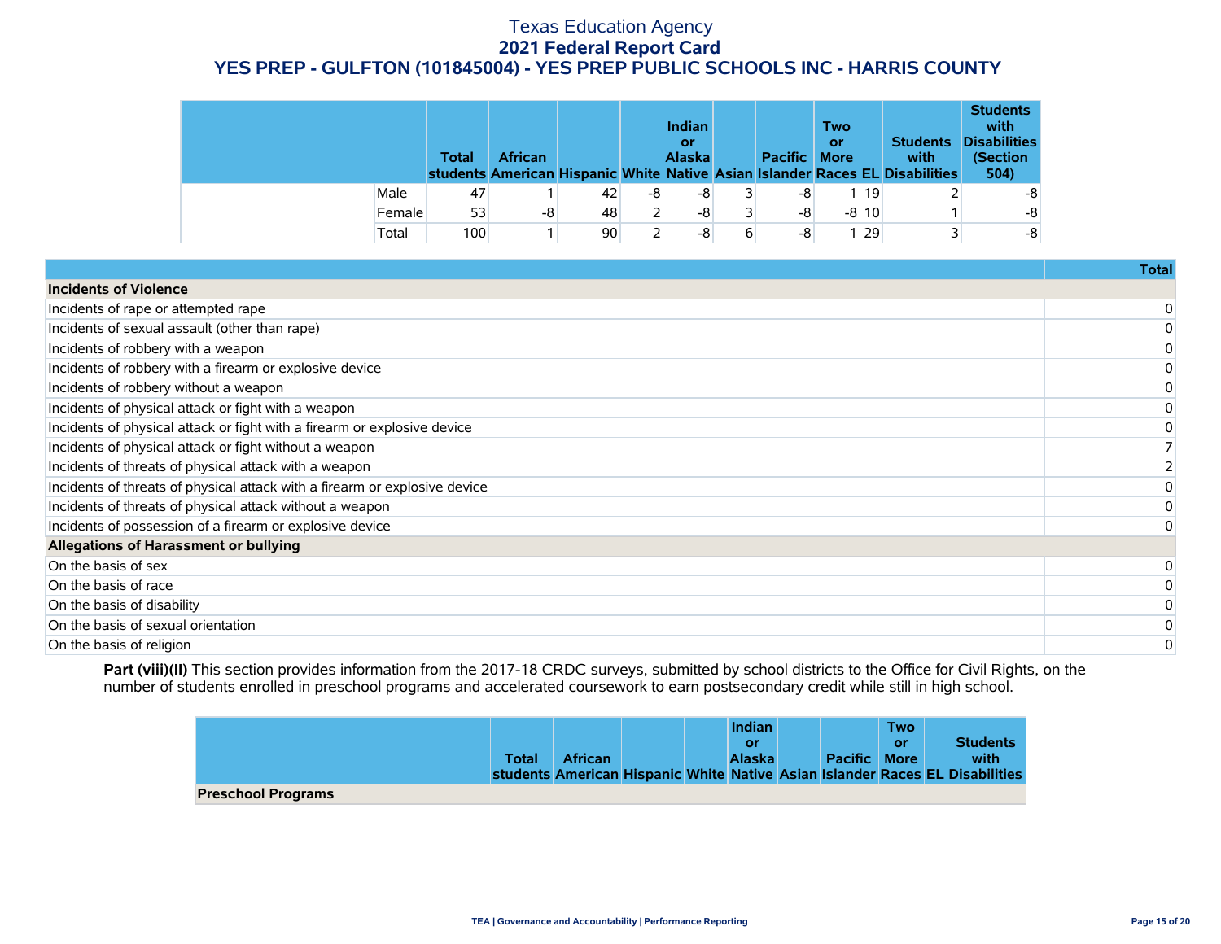# Texas Education Agency
## 2021 Federal Report Card
## YES PREP - GULFTON (101845004) - YES PREP PUBLIC SCHOOLS INC - HARRIS COUNTY

| | | Total students | African American | Hispanic | White | Indian or Alaska Native | Asian | Pacific Islander | Two or More Races | EL | Students with Disabilities | Students with Disabilities (Section 504) |
|---|---|---|---|---|---|---|---|---|---|---|---|---|
| | Male | 47 | 1 | 42 | -8 | -8 | 3 | -8 | 1 | 19 | 2 | -8 |
| | Female | 53 | -8 | 48 | 2 | -8 | 3 | -8 | -8 | 10 | 1 | -8 |
| | Total | 100 | 1 | 90 | 2 | -8 | 6 | -8 | 1 | 29 | 3 | -8 |

| | Total |
|---|---|
| **Incidents of Violence** | |
| Incidents of rape or attempted rape | 0 |
| Incidents of sexual assault (other than rape) | 0 |
| Incidents of robbery with a weapon | 0 |
| Incidents of robbery with a firearm or explosive device | 0 |
| Incidents of robbery without a weapon | 0 |
| Incidents of physical attack or fight with a weapon | 0 |
| Incidents of physical attack or fight with a firearm or explosive device | 0 |
| Incidents of physical attack or fight without a weapon | 7 |
| Incidents of threats of physical attack with a weapon | 2 |
| Incidents of threats of physical attack with a firearm or explosive device | 0 |
| Incidents of threats of physical attack without a weapon | 0 |
| Incidents of possession of a firearm or explosive device | 0 |
| **Allegations of Harassment or bullying** | |
| On the basis of sex | 0 |
| On the basis of race | 0 |
| On the basis of disability | 0 |
| On the basis of sexual orientation | 0 |
| On the basis of religion | 0 |

**Part (viii)(II)** This section provides information from the 2017-18 CRDC surveys, submitted by school districts to the Office for Civil Rights, on the number of students enrolled in preschool programs and accelerated coursework to earn postsecondary credit while still in high school.

| | Total students | African American | Hispanic | White | Indian or Alaska Native | Asian | Pacific Islander | Two or More Races | EL | Students with Disabilities |
|---|---|---|---|---|---|---|---|---|---|---|
| **Preschool Programs** | | | | | | | | | | |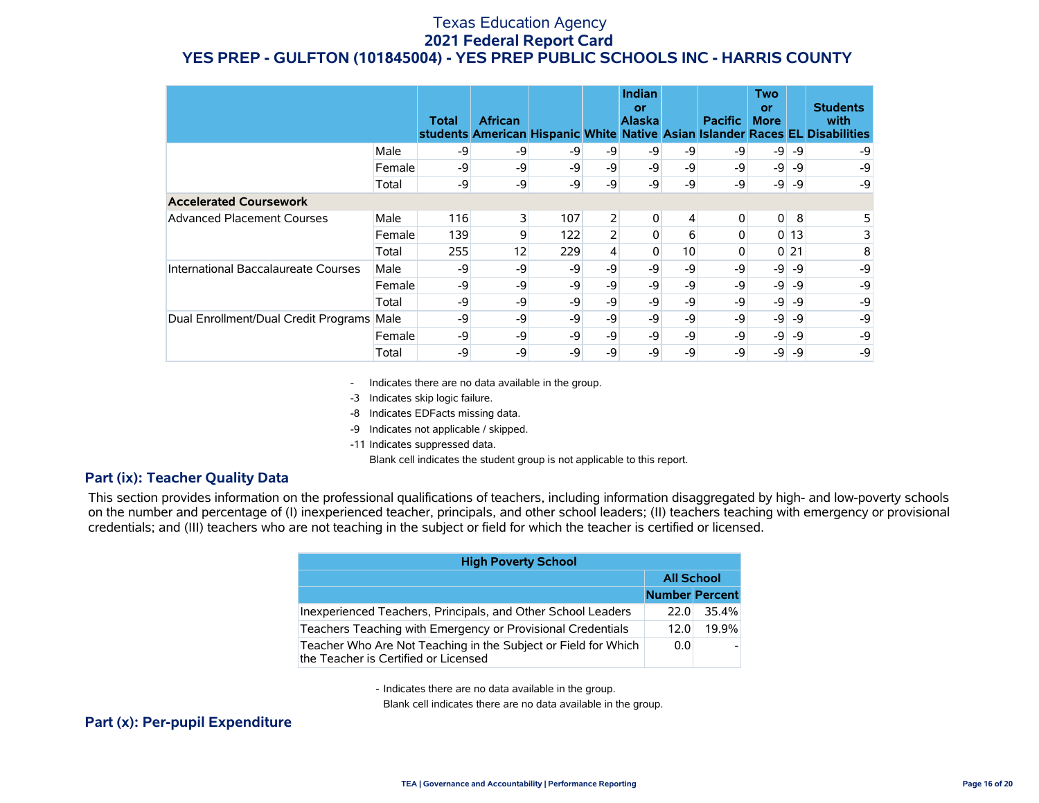# Texas Education Agency
## 2021 Federal Report Card
## YES PREP - GULFTON (101845004) - YES PREP PUBLIC SCHOOLS INC - HARRIS COUNTY

| | | Total students | African American | Hispanic | White | Indian or Alaska Native | Asian | Pacific Islander | Two or More Races | EL | Students with Disabilities |
|---|---|---|---|---|---|---|---|---|---|---|---|
| | Male | -9 | -9 | -9 | -9 | -9 | -9 | -9 | -9 | -9 | -9 |
| | Female | -9 | -9 | -9 | -9 | -9 | -9 | -9 | -9 | -9 | -9 |
| | Total | -9 | -9 | -9 | -9 | -9 | -9 | -9 | -9 | -9 | -9 |
| **Accelerated Coursework** | | | | | | | | | | | |
| Advanced Placement Courses | Male | 116 | 3 | 107 | 2 | 0 | 4 | 0 | 0 | 8 | 5 |
| | Female | 139 | 9 | 122 | 2 | 0 | 6 | 0 | 0 | 13 | 3 |
| | Total | 255 | 12 | 229 | 4 | 0 | 10 | 0 | 0 | 21 | 8 |
| International Baccalaureate Courses | Male | -9 | -9 | -9 | -9 | -9 | -9 | -9 | -9 | -9 | -9 |
| | Female | -9 | -9 | -9 | -9 | -9 | -9 | -9 | -9 | -9 | -9 |
| | Total | -9 | -9 | -9 | -9 | -9 | -9 | -9 | -9 | -9 | -9 |
| Dual Enrollment/Dual Credit Programs | Male | -9 | -9 | -9 | -9 | -9 | -9 | -9 | -9 | -9 | -9 |
| | Female | -9 | -9 | -9 | -9 | -9 | -9 | -9 | -9 | -9 | -9 |
| | Total | -9 | -9 | -9 | -9 | -9 | -9 | -9 | -9 | -9 | -9 |

- Indicates there are no data available in the group.
-3 Indicates skip logic failure.
-8 Indicates EDFacts missing data.
-9 Indicates not applicable / skipped.
-11 Indicates suppressed data.
Blank cell indicates the student group is not applicable to this report.

## Part (ix): Teacher Quality Data

This section provides information on the professional qualifications of teachers, including information disaggregated by high- and low-poverty schools on the number and percentage of (I) inexperienced teacher, principals, and other school leaders; (II) teachers teaching with emergency or provisional credentials; and (III) teachers who are not teaching in the subject or field for which the teacher is certified or licensed.

| High Poverty School | | |
|---|---|---|
| | All School | |
| | Number | Percent |
| Inexperienced Teachers, Principals, and Other School Leaders | 22.0 | 35.4% |
| Teachers Teaching with Emergency or Provisional Credentials | 12.0 | 19.9% |
| Teacher Who Are Not Teaching in the Subject or Field for Which the Teacher is Certified or Licensed | 0.0 | - |

- Indicates there are no data available in the group.
Blank cell indicates there are no data available in the group.

## Part (x): Per-pupil Expenditure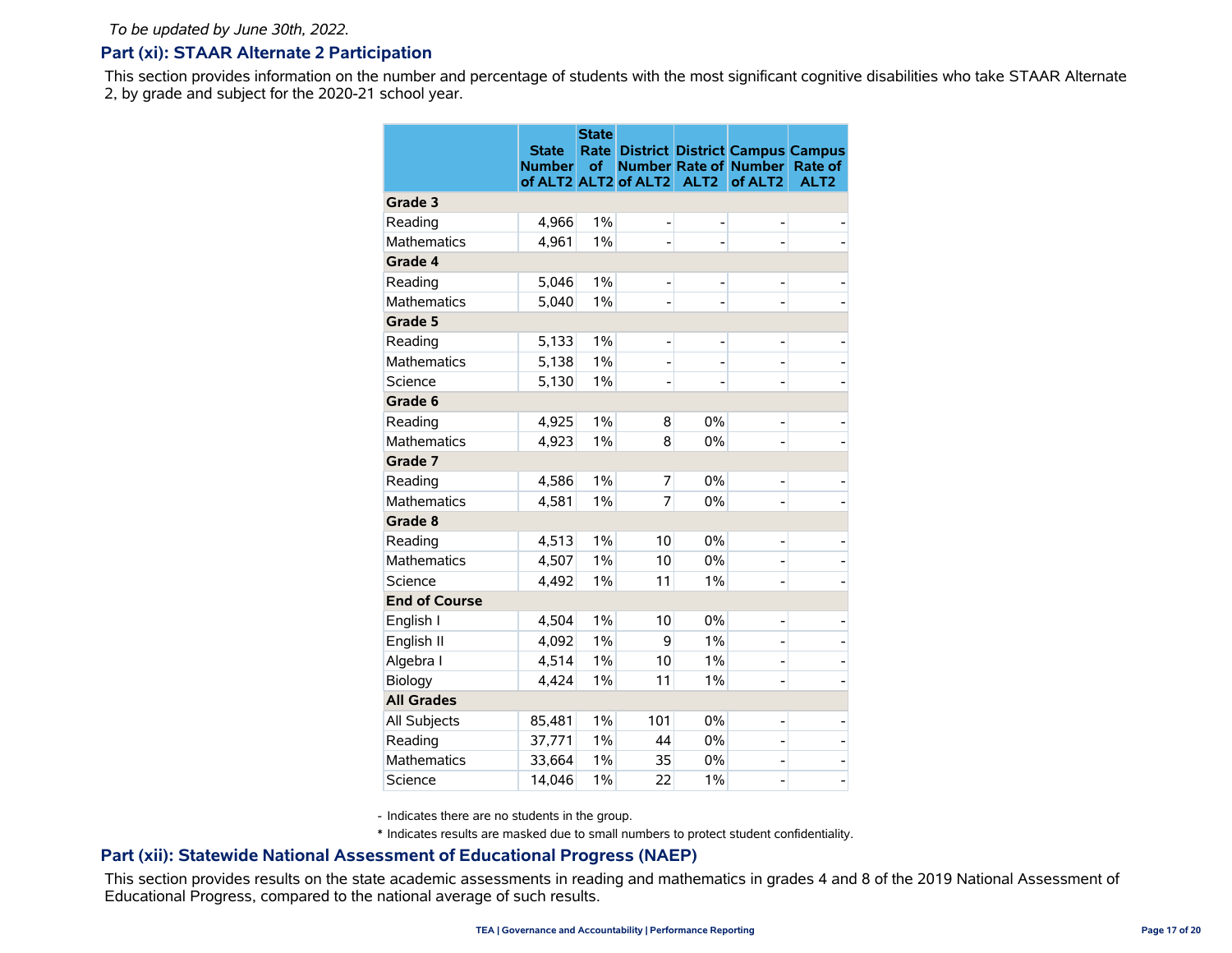*To be updated by June 30th, 2022.*

## Part (xi): STAAR Alternate 2 Participation

This section provides information on the number and percentage of students with the most significant cognitive disabilities who take STAAR Alternate 2, by grade and subject for the 2020-21 school year.

| | State Number of ALT2 | State Rate of ALT2 | District Number of ALT2 | District Rate of ALT2 | Campus Number of ALT2 | Campus Rate of ALT2 |
|---|---|---|---|---|---|---|
| **Grade 3** | | | | | | |
| Reading | 4,966 | 1% | - | - | - | - |
| Mathematics | 4,961 | 1% | - | - | - | - |
| **Grade 4** | | | | | | |
| Reading | 5,046 | 1% | - | - | - | - |
| Mathematics | 5,040 | 1% | - | - | - | - |
| **Grade 5** | | | | | | |
| Reading | 5,133 | 1% | - | - | - | - |
| Mathematics | 5,138 | 1% | - | - | - | - |
| Science | 5,130 | 1% | - | - | - | - |
| **Grade 6** | | | | | | |
| Reading | 4,925 | 1% | 8 | 0% | - | - |
| Mathematics | 4,923 | 1% | 8 | 0% | - | - |
| **Grade 7** | | | | | | |
| Reading | 4,586 | 1% | 7 | 0% | - | - |
| Mathematics | 4,581 | 1% | 7 | 0% | - | - |
| **Grade 8** | | | | | | |
| Reading | 4,513 | 1% | 10 | 0% | - | - |
| Mathematics | 4,507 | 1% | 10 | 0% | - | - |
| Science | 4,492 | 1% | 11 | 1% | - | - |
| **End of Course** | | | | | | |
| English I | 4,504 | 1% | 10 | 0% | - | - |
| English II | 4,092 | 1% | 9 | 1% | - | - |
| Algebra I | 4,514 | 1% | 10 | 1% | - | - |
| Biology | 4,424 | 1% | 11 | 1% | - | - |
| **All Grades** | | | | | | |
| All Subjects | 85,481 | 1% | 101 | 0% | - | - |
| Reading | 37,771 | 1% | 44 | 0% | - | - |
| Mathematics | 33,664 | 1% | 35 | 0% | - | - |
| Science | 14,046 | 1% | 22 | 1% | - | - |

- Indicates there are no students in the group.

* Indicates results are masked due to small numbers to protect student confidentiality.

## Part (xii): Statewide National Assessment of Educational Progress (NAEP)

This section provides results on the state academic assessments in reading and mathematics in grades 4 and 8 of the 2019 National Assessment of Educational Progress, compared to the national average of such results.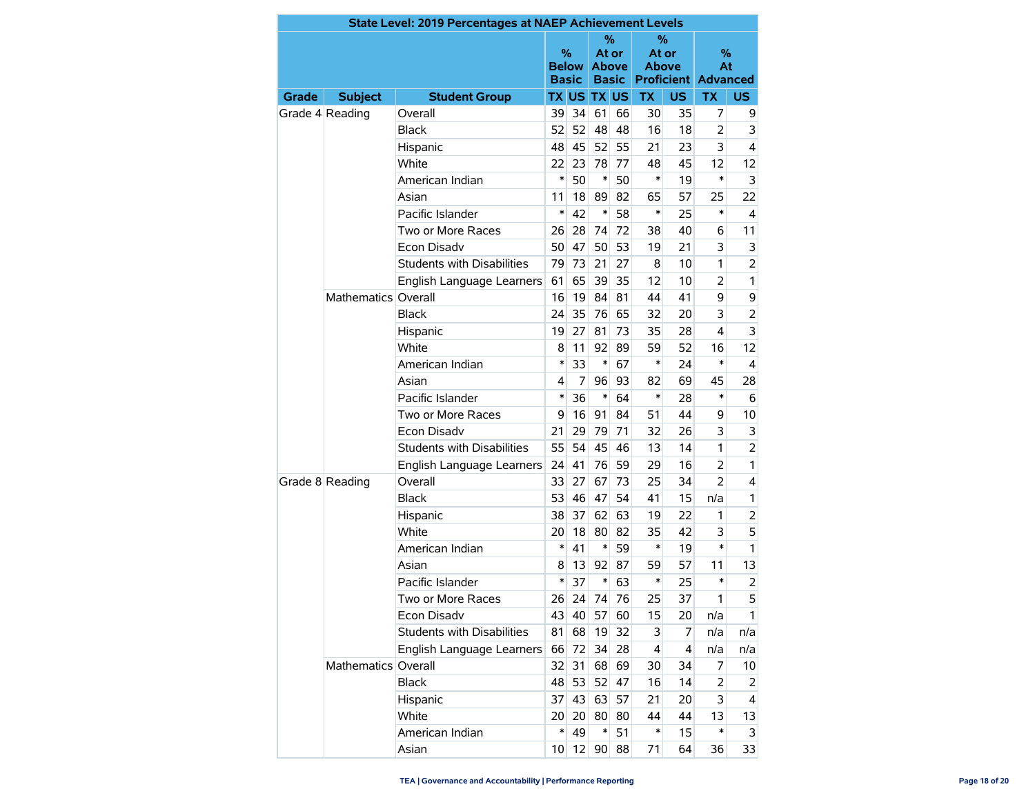| State Level: 2019 Percentages at NAEP Achievement Levels | | | | | | | | | | |
|---|---|---|---|---|---|---|---|---|---|---|
| | | | % Below Basic | | % At or Above Basic | | % At or Above Proficient | | % At Advanced | |
| Grade | Subject | Student Group | TX | US | TX | US | TX | US | TX | US |
| Grade 4 | Reading | Overall | 39 | 34 | 61 | 66 | 30 | 35 | 7 | 9 |
| | | Black | 52 | 52 | 48 | 48 | 16 | 18 | 2 | 3 |
| | | Hispanic | 48 | 45 | 52 | 55 | 21 | 23 | 3 | 4 |
| | | White | 22 | 23 | 78 | 77 | 48 | 45 | 12 | 12 |
| | | American Indian | * | 50 | * | 50 | * | 19 | * | 3 |
| | | Asian | 11 | 18 | 89 | 82 | 65 | 57 | 25 | 22 |
| | | Pacific Islander | * | 42 | * | 58 | * | 25 | * | 4 |
| | | Two or More Races | 26 | 28 | 74 | 72 | 38 | 40 | 6 | 11 |
| | | Econ Disadv | 50 | 47 | 50 | 53 | 19 | 21 | 3 | 3 |
| | | Students with Disabilities | 79 | 73 | 21 | 27 | 8 | 10 | 1 | 2 |
| | | English Language Learners | 61 | 65 | 39 | 35 | 12 | 10 | 2 | 1 |
| | Mathematics | Overall | 16 | 19 | 84 | 81 | 44 | 41 | 9 | 9 |
| | | Black | 24 | 35 | 76 | 65 | 32 | 20 | 3 | 2 |
| | | Hispanic | 19 | 27 | 81 | 73 | 35 | 28 | 4 | 3 |
| | | White | 8 | 11 | 92 | 89 | 59 | 52 | 16 | 12 |
| | | American Indian | * | 33 | * | 67 | * | 24 | * | 4 |
| | | Asian | 4 | 7 | 96 | 93 | 82 | 69 | 45 | 28 |
| | | Pacific Islander | * | 36 | * | 64 | * | 28 | * | 6 |
| | | Two or More Races | 9 | 16 | 91 | 84 | 51 | 44 | 9 | 10 |
| | | Econ Disadv | 21 | 29 | 79 | 71 | 32 | 26 | 3 | 3 |
| | | Students with Disabilities | 55 | 54 | 45 | 46 | 13 | 14 | 1 | 2 |
| | | English Language Learners | 24 | 41 | 76 | 59 | 29 | 16 | 2 | 1 |
| Grade 8 | Reading | Overall | 33 | 27 | 67 | 73 | 25 | 34 | 2 | 4 |
| | | Black | 53 | 46 | 47 | 54 | 41 | 15 | n/a | 1 |
| | | Hispanic | 38 | 37 | 62 | 63 | 19 | 22 | 1 | 2 |
| | | White | 20 | 18 | 80 | 82 | 35 | 42 | 3 | 5 |
| | | American Indian | * | 41 | * | 59 | * | 19 | * | 1 |
| | | Asian | 8 | 13 | 92 | 87 | 59 | 57 | 11 | 13 |
| | | Pacific Islander | * | 37 | * | 63 | * | 25 | * | 2 |
| | | Two or More Races | 26 | 24 | 74 | 76 | 25 | 37 | 1 | 5 |
| | | Econ Disadv | 43 | 40 | 57 | 60 | 15 | 20 | n/a | 1 |
| | | Students with Disabilities | 81 | 68 | 19 | 32 | 3 | 7 | n/a | n/a |
| | | English Language Learners | 66 | 72 | 34 | 28 | 4 | 4 | n/a | n/a |
| | Mathematics | Overall | 32 | 31 | 68 | 69 | 30 | 34 | 7 | 10 |
| | | Black | 48 | 53 | 52 | 47 | 16 | 14 | 2 | 2 |
| | | Hispanic | 37 | 43 | 63 | 57 | 21 | 20 | 3 | 4 |
| | | White | 20 | 20 | 80 | 80 | 44 | 44 | 13 | 13 |
| | | American Indian | * | 49 | * | 51 | * | 15 | * | 3 |
| | | Asian | 10 | 12 | 90 | 88 | 71 | 64 | 36 | 33 |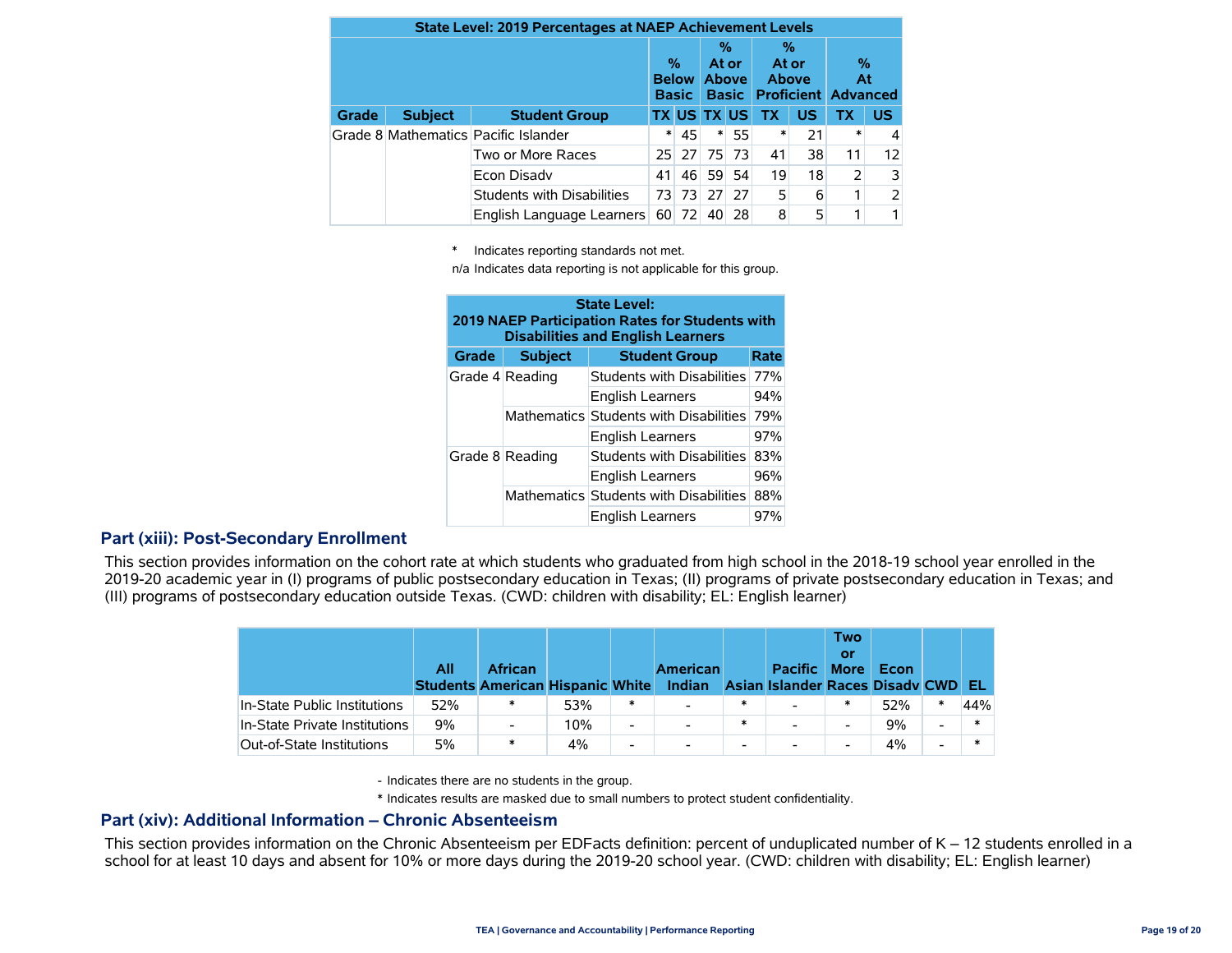| State Level: 2019 Percentages at NAEP Achievement Levels | | | | | | | | | | | |
|---|---|---|---|---|---|---|---|---|---|---|---|
| | | | % Below Basic | | % At or Above Basic | | % At or Above Proficient | | % At Advanced | |
| Grade | Subject | Student Group | TX | US | TX | US | TX | US | TX | US |
| Grade 8 | Mathematics | Pacific Islander | * | 45 | * | 55 | * | 21 | * | 4 |
| | | Two or More Races | 25 | 27 | 75 | 73 | 41 | 38 | 11 | 12 |
| | | Econ Disadv | 41 | 46 | 59 | 54 | 19 | 18 | 2 | 3 |
| | | Students with Disabilities | 73 | 73 | 27 | 27 | 5 | 6 | 1 | 2 |
| | | English Language Learners | 60 | 72 | 40 | 28 | 8 | 5 | 1 | 1 |

\* Indicates reporting standards not met.

n/a Indicates data reporting is not applicable for this group.

| State Level: 2019 NAEP Participation Rates for Students with Disabilities and English Learners | | | |
|---|---|---|---|
| Grade | Subject | Student Group | Rate |
| Grade 4 | Reading | Students with Disabilities | 77% |
| | | English Learners | 94% |
| | Mathematics | Students with Disabilities | 79% |
| | | English Learners | 97% |
| Grade 8 | Reading | Students with Disabilities | 83% |
| | | English Learners | 96% |
| | Mathematics | Students with Disabilities | 88% |
| | | English Learners | 97% |

## Part (xiii): Post-Secondary Enrollment

This section provides information on the cohort rate at which students who graduated from high school in the 2018-19 school year enrolled in the 2019-20 academic year in (I) programs of public postsecondary education in Texas; (II) programs of private postsecondary education in Texas; and (III) programs of postsecondary education outside Texas. (CWD: children with disability; EL: English learner)

| | All Students | African American | Hispanic | White | American Indian | Asian | Pacific Islander | Two or More Races | Econ Disadv | CWD | EL |
|---|---|---|---|---|---|---|---|---|---|---|---|
| In-State Public Institutions | 52% | * | 53% | * | - | * | - | * | 52% | * | 44% |
| In-State Private Institutions | 9% | - | 10% | - | - | * | - | - | 9% | - | * |
| Out-of-State Institutions | 5% | * | 4% | - | - | - | - | - | 4% | - | * |

\- Indicates there are no students in the group.

\* Indicates results are masked due to small numbers to protect student confidentiality.

## Part (xiv): Additional Information – Chronic Absenteeism

This section provides information on the Chronic Absenteeism per EDFacts definition: percent of unduplicated number of K – 12 students enrolled in a school for at least 10 days and absent for 10% or more days during the 2019-20 school year. (CWD: children with disability; EL: English learner)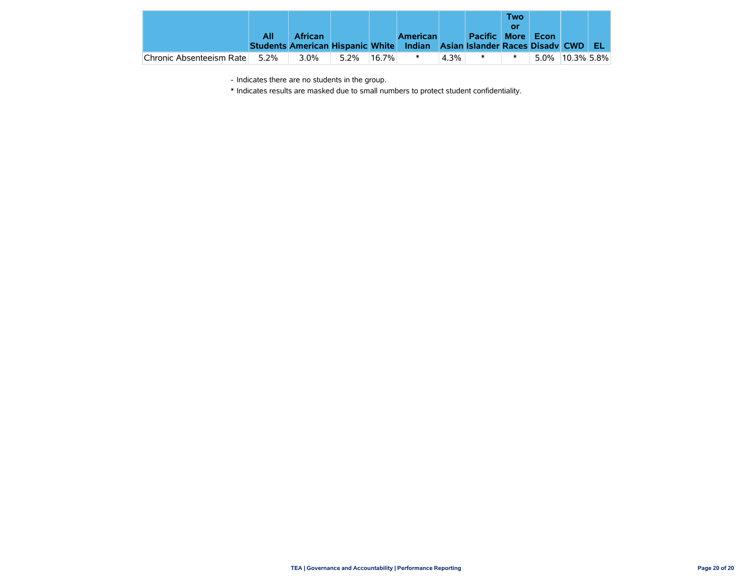| | All Students | African American | Hispanic | White | American Indian | Asian | Pacific Islander | Two or More Races | Econ Disadv | CWD | EL |
|---|---|---|---|---|---|---|---|---|---|---|---|
| Chronic Absenteeism Rate | 5.2% | 3.0% | 5.2% | 16.7% | * | 4.3% | * | * | 5.0% | 10.3% | 5.8% |

- Indicates there are no students in the group.

\* Indicates results are masked due to small numbers to protect student confidentiality.